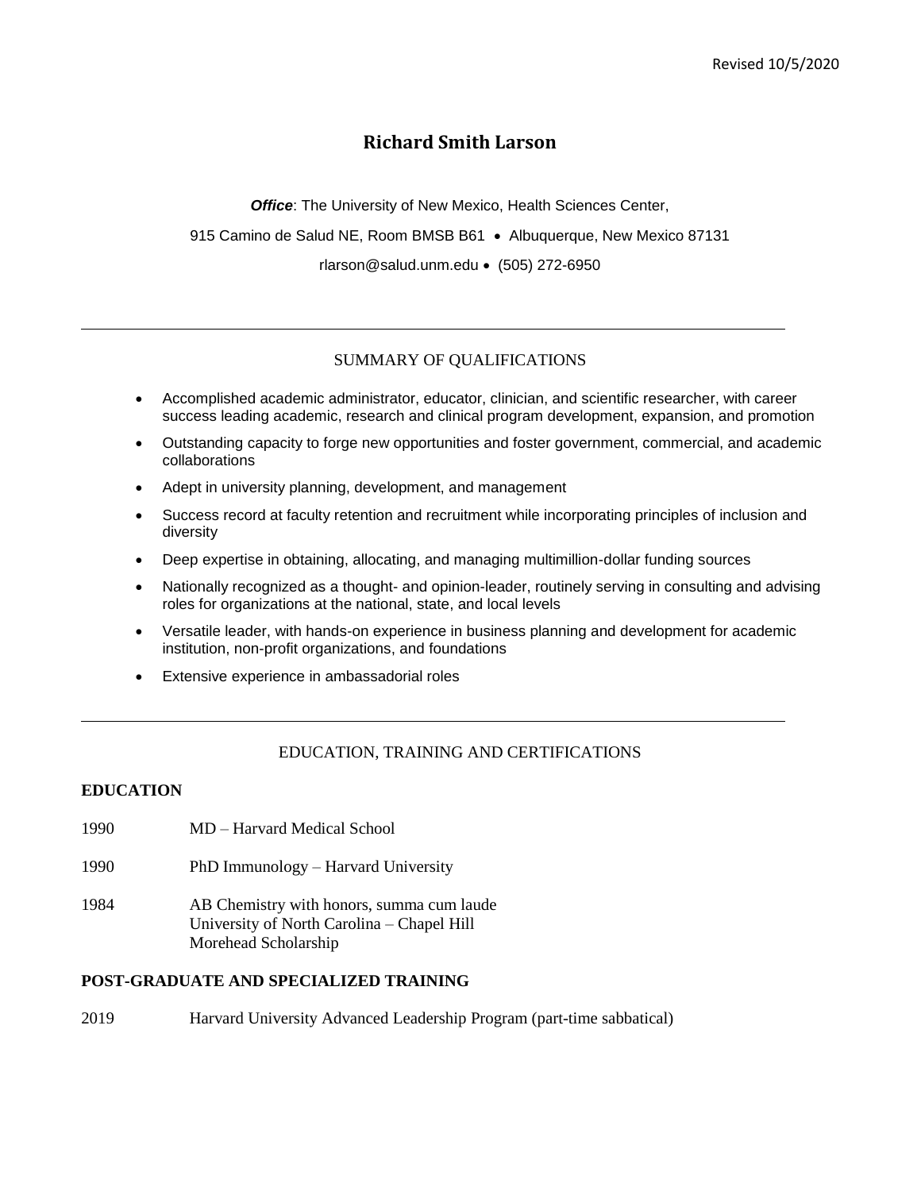Revised 10/5/2020

# Richard Smith Larson

***Office***: The University of New Mexico, Health Sciences Center,

915 Camino de Salud NE, Room BMSB B61 • Albuquerque, New Mexico 87131

rlarson@salud.unm.edu • (505) 272-6950

---

## SUMMARY OF QUALIFICATIONS

- Accomplished academic administrator, educator, clinician, and scientific researcher, with career success leading academic, research and clinical program development, expansion, and promotion
- Outstanding capacity to forge new opportunities and foster government, commercial, and academic collaborations
- Adept in university planning, development, and management
- Success record at faculty retention and recruitment while incorporating principles of inclusion and diversity
- Deep expertise in obtaining, allocating, and managing multimillion-dollar funding sources
- Nationally recognized as a thought- and opinion-leader, routinely serving in consulting and advising roles for organizations at the national, state, and local levels
- Versatile leader, with hands-on experience in business planning and development for academic institution, non-profit organizations, and foundations
- Extensive experience in ambassadorial roles

---

## EDUCATION, TRAINING AND CERTIFICATIONS

### EDUCATION

1990 MD – Harvard Medical School

1990 PhD Immunology – Harvard University

1984 AB Chemistry with honors, summa cum laude
University of North Carolina – Chapel Hill
Morehead Scholarship

### POST-GRADUATE AND SPECIALIZED TRAINING

2019 Harvard University Advanced Leadership Program (part-time sabbatical)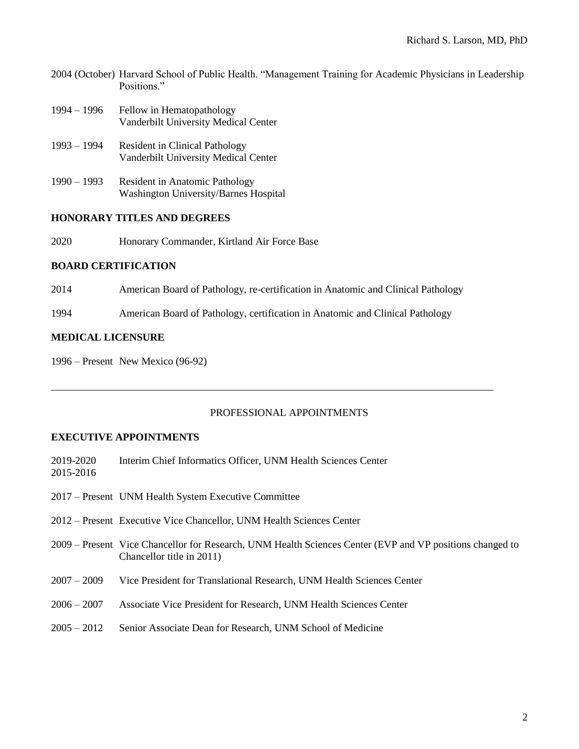2004 (October) Harvard School of Public Health. "Management Training for Academic Physicians in Leadership Positions."

1994 – 1996 Fellow in Hematopathology
Vanderbilt University Medical Center

1993 – 1994 Resident in Clinical Pathology
Vanderbilt University Medical Center

1990 – 1993 Resident in Anatomic Pathology
Washington University/Barnes Hospital

**HONORARY TITLES AND DEGREES**

2020 Honorary Commander, Kirtland Air Force Base

**BOARD CERTIFICATION**

2014 American Board of Pathology, re-certification in Anatomic and Clinical Pathology

1994 American Board of Pathology, certification in Anatomic and Clinical Pathology

**MEDICAL LICENSURE**

1996 – Present New Mexico (96-92)

---

## PROFESSIONAL APPOINTMENTS

**EXECUTIVE APPOINTMENTS**

2019-2020
2015-2016 Interim Chief Informatics Officer, UNM Health Sciences Center

2017 – Present UNM Health System Executive Committee

2012 – Present Executive Vice Chancellor, UNM Health Sciences Center

2009 – Present Vice Chancellor for Research, UNM Health Sciences Center (EVP and VP positions changed to Chancellor title in 2011)

2007 – 2009 Vice President for Translational Research, UNM Health Sciences Center

2006 – 2007 Associate Vice President for Research, UNM Health Sciences Center

2005 – 2012 Senior Associate Dean for Research, UNM School of Medicine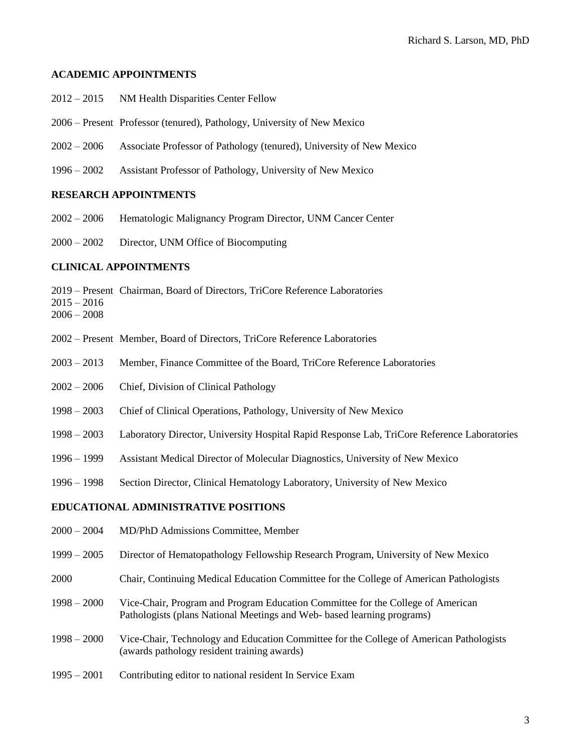## ACADEMIC APPOINTMENTS

2012 – 2015 NM Health Disparities Center Fellow

2006 – Present Professor (tenured), Pathology, University of New Mexico

2002 – 2006 Associate Professor of Pathology (tenured), University of New Mexico

1996 – 2002 Assistant Professor of Pathology, University of New Mexico

## RESEARCH APPOINTMENTS

2002 – 2006 Hematologic Malignancy Program Director, UNM Cancer Center

2000 – 2002 Director, UNM Office of Biocomputing

## CLINICAL APPOINTMENTS

2019 – Present Chairman, Board of Directors, TriCore Reference Laboratories
2015 – 2016
2006 – 2008

2002 – Present Member, Board of Directors, TriCore Reference Laboratories

2003 – 2013 Member, Finance Committee of the Board, TriCore Reference Laboratories

2002 – 2006 Chief, Division of Clinical Pathology

1998 – 2003 Chief of Clinical Operations, Pathology, University of New Mexico

1998 – 2003 Laboratory Director, University Hospital Rapid Response Lab, TriCore Reference Laboratories

1996 – 1999 Assistant Medical Director of Molecular Diagnostics, University of New Mexico

1996 – 1998 Section Director, Clinical Hematology Laboratory, University of New Mexico

## EDUCATIONAL ADMINISTRATIVE POSITIONS

2000 – 2004 MD/PhD Admissions Committee, Member

1999 – 2005 Director of Hematopathology Fellowship Research Program, University of New Mexico

2000 Chair, Continuing Medical Education Committee for the College of American Pathologists

1998 – 2000 Vice-Chair, Program and Program Education Committee for the College of American Pathologists (plans National Meetings and Web- based learning programs)

1998 – 2000 Vice-Chair, Technology and Education Committee for the College of American Pathologists (awards pathology resident training awards)

1995 – 2001 Contributing editor to national resident In Service Exam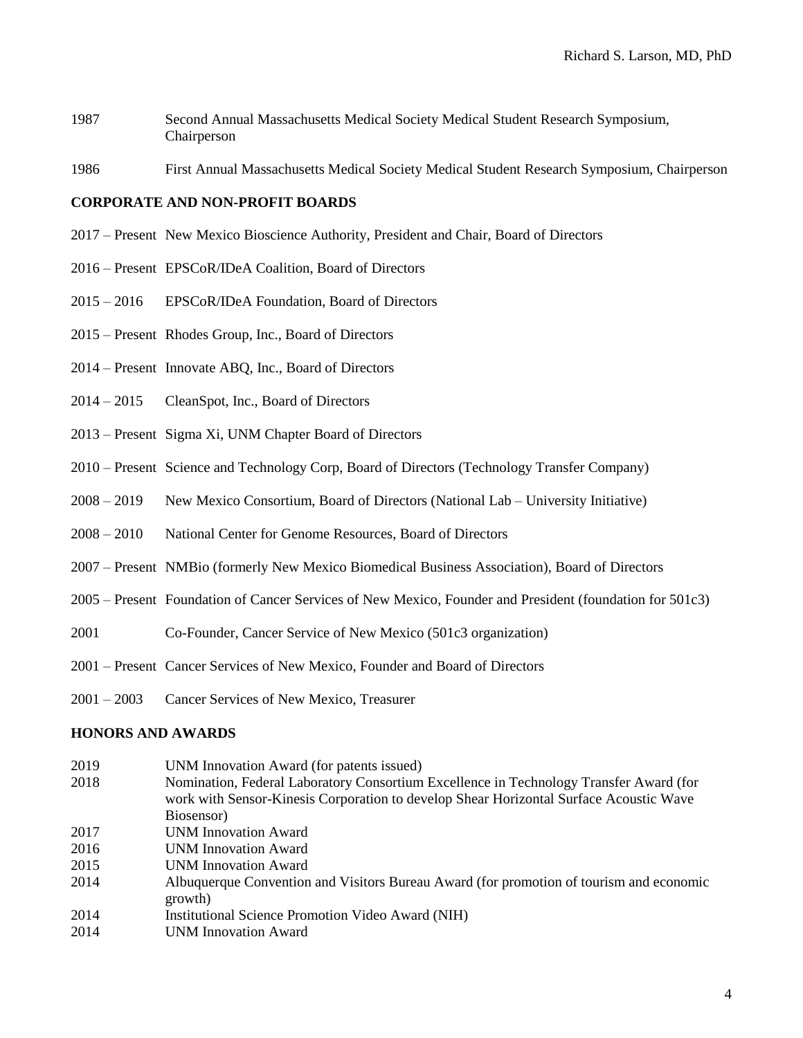1987 Second Annual Massachusetts Medical Society Medical Student Research Symposium, Chairperson

1986 First Annual Massachusetts Medical Society Medical Student Research Symposium, Chairperson

## CORPORATE AND NON-PROFIT BOARDS

2017 – Present New Mexico Bioscience Authority, President and Chair, Board of Directors

2016 – Present EPSCoR/IDeA Coalition, Board of Directors

2015 – 2016 EPSCoR/IDeA Foundation, Board of Directors

2015 – Present Rhodes Group, Inc., Board of Directors

2014 – Present Innovate ABQ, Inc., Board of Directors

2014 – 2015 CleanSpot, Inc., Board of Directors

2013 – Present Sigma Xi, UNM Chapter Board of Directors

2010 – Present Science and Technology Corp, Board of Directors (Technology Transfer Company)

2008 – 2019 New Mexico Consortium, Board of Directors (National Lab – University Initiative)

2008 – 2010 National Center for Genome Resources, Board of Directors

2007 – Present NMBio (formerly New Mexico Biomedical Business Association), Board of Directors

2005 – Present Foundation of Cancer Services of New Mexico, Founder and President (foundation for 501c3)

2001 Co-Founder, Cancer Service of New Mexico (501c3 organization)

2001 – Present Cancer Services of New Mexico, Founder and Board of Directors

2001 – 2003 Cancer Services of New Mexico, Treasurer

## HONORS AND AWARDS

2019 UNM Innovation Award (for patents issued)

2018 Nomination, Federal Laboratory Consortium Excellence in Technology Transfer Award (for work with Sensor-Kinesis Corporation to develop Shear Horizontal Surface Acoustic Wave Biosensor)

2017 UNM Innovation Award

2016 UNM Innovation Award

2015 UNM Innovation Award

2014 Albuquerque Convention and Visitors Bureau Award (for promotion of tourism and economic growth)

2014 Institutional Science Promotion Video Award (NIH)

2014 UNM Innovation Award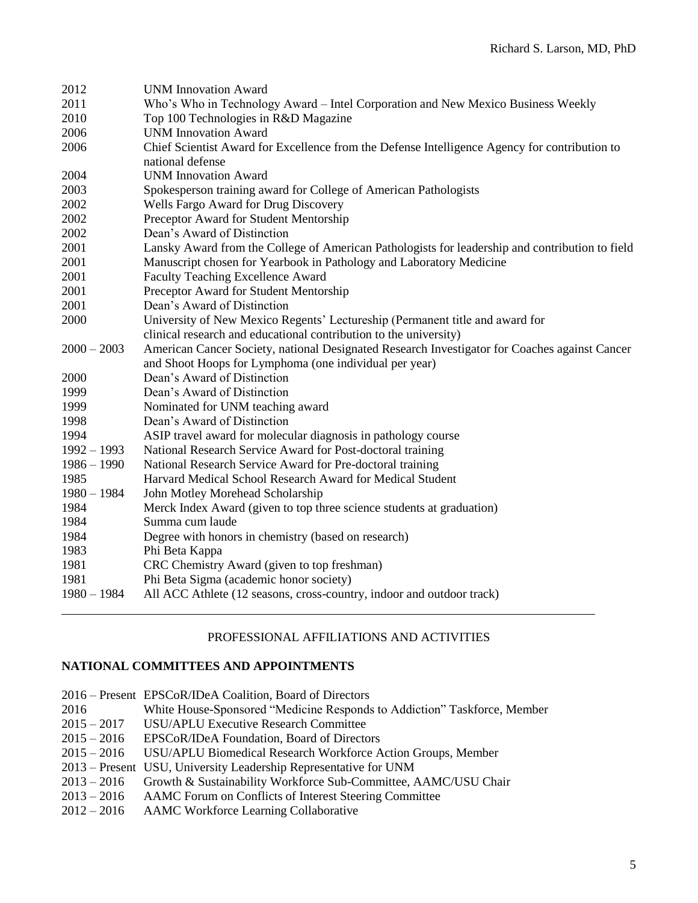| | |
|---|---|
| 2012 | UNM Innovation Award |
| 2011 | Who's Who in Technology Award – Intel Corporation and New Mexico Business Weekly |
| 2010 | Top 100 Technologies in R&D Magazine |
| 2006 | UNM Innovation Award |
| 2006 | Chief Scientist Award for Excellence from the Defense Intelligence Agency for contribution to national defense |
| 2004 | UNM Innovation Award |
| 2003 | Spokesperson training award for College of American Pathologists |
| 2002 | Wells Fargo Award for Drug Discovery |
| 2002 | Preceptor Award for Student Mentorship |
| 2002 | Dean's Award of Distinction |
| 2001 | Lansky Award from the College of American Pathologists for leadership and contribution to field |
| 2001 | Manuscript chosen for Yearbook in Pathology and Laboratory Medicine |
| 2001 | Faculty Teaching Excellence Award |
| 2001 | Preceptor Award for Student Mentorship |
| 2001 | Dean's Award of Distinction |
| 2000 | University of New Mexico Regents' Lectureship (Permanent title and award for clinical research and educational contribution to the university) |
| 2000 – 2003 | American Cancer Society, national Designated Research Investigator for Coaches against Cancer and Shoot Hoops for Lymphoma (one individual per year) |
| 2000 | Dean's Award of Distinction |
| 1999 | Dean's Award of Distinction |
| 1999 | Nominated for UNM teaching award |
| 1998 | Dean's Award of Distinction |
| 1994 | ASIP travel award for molecular diagnosis in pathology course |
| 1992 – 1993 | National Research Service Award for Post-doctoral training |
| 1986 – 1990 | National Research Service Award for Pre-doctoral training |
| 1985 | Harvard Medical School Research Award for Medical Student |
| 1980 – 1984 | John Motley Morehead Scholarship |
| 1984 | Merck Index Award (given to top three science students at graduation) |
| 1984 | Summa cum laude |
| 1984 | Degree with honors in chemistry (based on research) |
| 1983 | Phi Beta Kappa |
| 1981 | CRC Chemistry Award (given to top freshman) |
| 1981 | Phi Beta Sigma (academic honor society) |
| 1980 – 1984 | All ACC Athlete (12 seasons, cross-country, indoor and outdoor track) |

---

## PROFESSIONAL AFFILIATIONS AND ACTIVITIES

### NATIONAL COMMITTEES AND APPOINTMENTS

| | |
|---|---|
| 2016 – Present | EPSCoR/IDeA Coalition, Board of Directors |
| 2016 | White House-Sponsored "Medicine Responds to Addiction" Taskforce, Member |
| 2015 – 2017 | USU/APLU Executive Research Committee |
| 2015 – 2016 | EPSCoR/IDeA Foundation, Board of Directors |
| 2015 – 2016 | USU/APLU Biomedical Research Workforce Action Groups, Member |
| 2013 – Present | USU, University Leadership Representative for UNM |
| 2013 – 2016 | Growth & Sustainability Workforce Sub-Committee, AAMC/USU Chair |
| 2013 – 2016 | AAMC Forum on Conflicts of Interest Steering Committee |
| 2012 – 2016 | AAMC Workforce Learning Collaborative |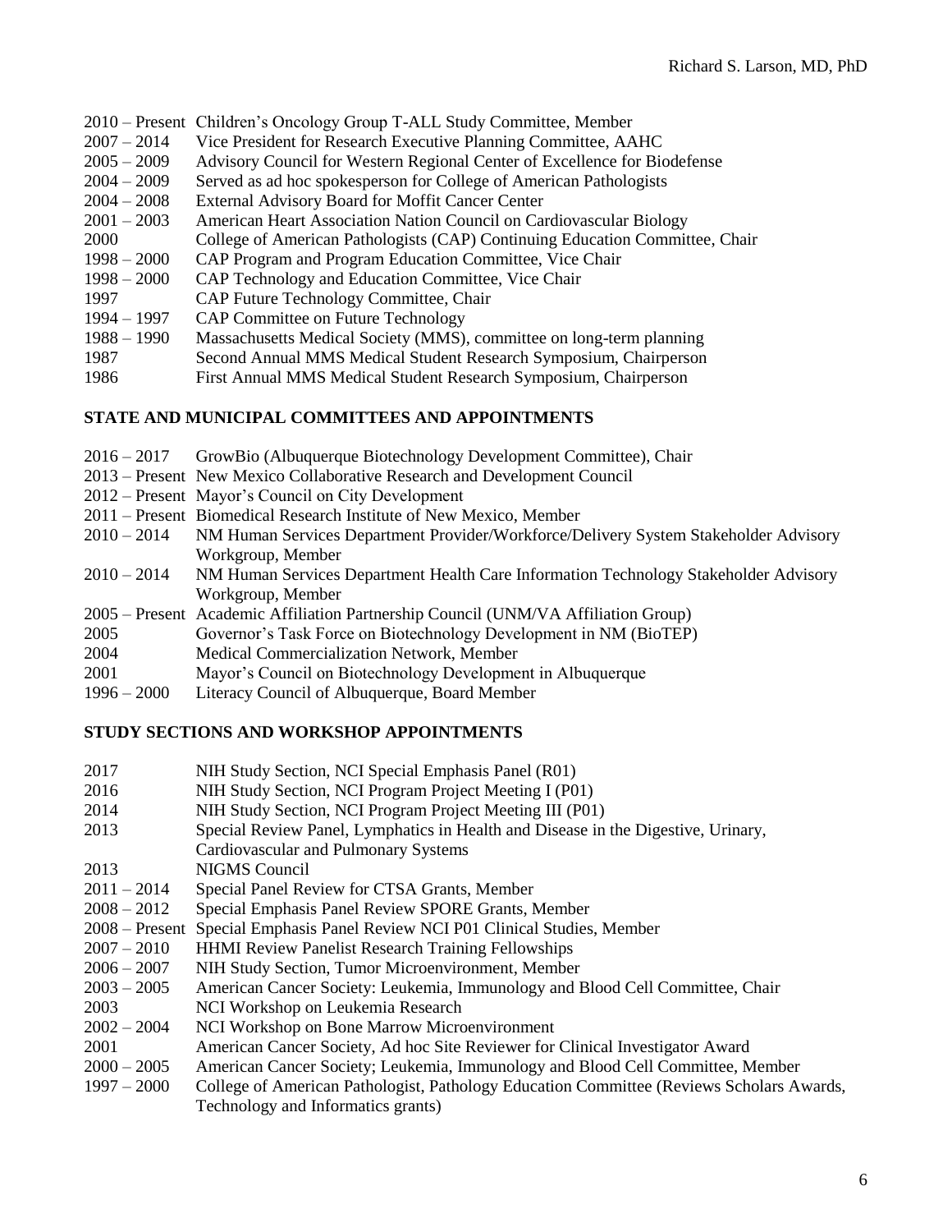2010 – Present Children's Oncology Group T-ALL Study Committee, Member
2007 – 2014 Vice President for Research Executive Planning Committee, AAHC
2005 – 2009 Advisory Council for Western Regional Center of Excellence for Biodefense
2004 – 2009 Served as ad hoc spokesperson for College of American Pathologists
2004 – 2008 External Advisory Board for Moffit Cancer Center
2001 – 2003 American Heart Association Nation Council on Cardiovascular Biology
2000 College of American Pathologists (CAP) Continuing Education Committee, Chair
1998 – 2000 CAP Program and Program Education Committee, Vice Chair
1998 – 2000 CAP Technology and Education Committee, Vice Chair
1997 CAP Future Technology Committee, Chair
1994 – 1997 CAP Committee on Future Technology
1988 – 1990 Massachusetts Medical Society (MMS), committee on long-term planning
1987 Second Annual MMS Medical Student Research Symposium, Chairperson
1986 First Annual MMS Medical Student Research Symposium, Chairperson

## STATE AND MUNICIPAL COMMITTEES AND APPOINTMENTS

2016 – 2017 GrowBio (Albuquerque Biotechnology Development Committee), Chair
2013 – Present New Mexico Collaborative Research and Development Council
2012 – Present Mayor's Council on City Development
2011 – Present Biomedical Research Institute of New Mexico, Member
2010 – 2014 NM Human Services Department Provider/Workforce/Delivery System Stakeholder Advisory Workgroup, Member
2010 – 2014 NM Human Services Department Health Care Information Technology Stakeholder Advisory Workgroup, Member
2005 – Present Academic Affiliation Partnership Council (UNM/VA Affiliation Group)
2005 Governor's Task Force on Biotechnology Development in NM (BioTEP)
2004 Medical Commercialization Network, Member
2001 Mayor's Council on Biotechnology Development in Albuquerque
1996 – 2000 Literacy Council of Albuquerque, Board Member

## STUDY SECTIONS AND WORKSHOP APPOINTMENTS

2017 NIH Study Section, NCI Special Emphasis Panel (R01)
2016 NIH Study Section, NCI Program Project Meeting I (P01)
2014 NIH Study Section, NCI Program Project Meeting III (P01)
2013 Special Review Panel, Lymphatics in Health and Disease in the Digestive, Urinary, Cardiovascular and Pulmonary Systems
2013 NIGMS Council
2011 – 2014 Special Panel Review for CTSA Grants, Member
2008 – 2012 Special Emphasis Panel Review SPORE Grants, Member
2008 – Present Special Emphasis Panel Review NCI P01 Clinical Studies, Member
2007 – 2010 HHMI Review Panelist Research Training Fellowships
2006 – 2007 NIH Study Section, Tumor Microenvironment, Member
2003 – 2005 American Cancer Society: Leukemia, Immunology and Blood Cell Committee, Chair
2003 NCI Workshop on Leukemia Research
2002 – 2004 NCI Workshop on Bone Marrow Microenvironment
2001 American Cancer Society, Ad hoc Site Reviewer for Clinical Investigator Award
2000 – 2005 American Cancer Society; Leukemia, Immunology and Blood Cell Committee, Member
1997 – 2000 College of American Pathologist, Pathology Education Committee (Reviews Scholars Awards, Technology and Informatics grants)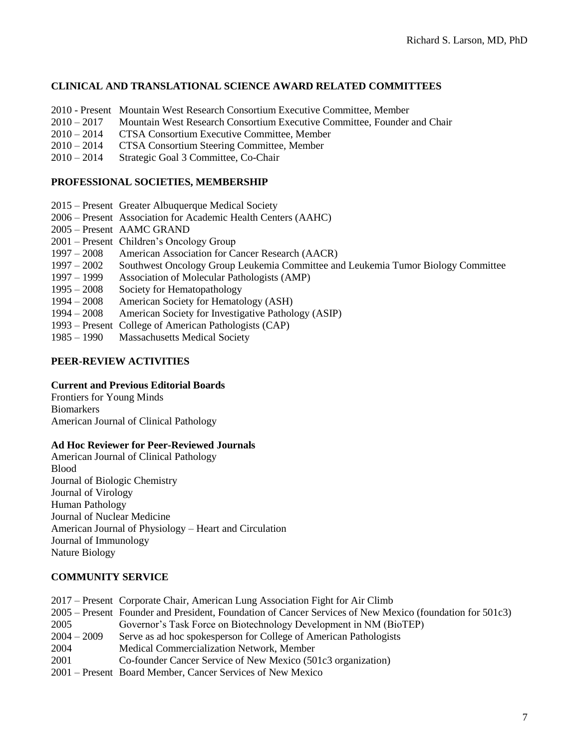## CLINICAL AND TRANSLATIONAL SCIENCE AWARD RELATED COMMITTEES

2010 - Present Mountain West Research Consortium Executive Committee, Member
2010 – 2017 Mountain West Research Consortium Executive Committee, Founder and Chair
2010 – 2014 CTSA Consortium Executive Committee, Member
2010 – 2014 CTSA Consortium Steering Committee, Member
2010 – 2014 Strategic Goal 3 Committee, Co-Chair

## PROFESSIONAL SOCIETIES, MEMBERSHIP

2015 – Present Greater Albuquerque Medical Society
2006 – Present Association for Academic Health Centers (AAHC)
2005 – Present AAMC GRAND
2001 – Present Children's Oncology Group
1997 – 2008 American Association for Cancer Research (AACR)
1997 – 2002 Southwest Oncology Group Leukemia Committee and Leukemia Tumor Biology Committee
1997 – 1999 Association of Molecular Pathologists (AMP)
1995 – 2008 Society for Hematopathology
1994 – 2008 American Society for Hematology (ASH)
1994 – 2008 American Society for Investigative Pathology (ASIP)
1993 – Present College of American Pathologists (CAP)
1985 – 1990 Massachusetts Medical Society

## PEER-REVIEW ACTIVITIES

### Current and Previous Editorial Boards

Frontiers for Young Minds
Biomarkers
American Journal of Clinical Pathology

### Ad Hoc Reviewer for Peer-Reviewed Journals

American Journal of Clinical Pathology
Blood
Journal of Biologic Chemistry
Journal of Virology
Human Pathology
Journal of Nuclear Medicine
American Journal of Physiology – Heart and Circulation
Journal of Immunology
Nature Biology

## COMMUNITY SERVICE

2017 – Present Corporate Chair, American Lung Association Fight for Air Climb
2005 – Present Founder and President, Foundation of Cancer Services of New Mexico (foundation for 501c3)
2005 Governor's Task Force on Biotechnology Development in NM (BioTEP)
2004 – 2009 Serve as ad hoc spokesperson for College of American Pathologists
2004 Medical Commercialization Network, Member
2001 Co-founder Cancer Service of New Mexico (501c3 organization)
2001 – Present Board Member, Cancer Services of New Mexico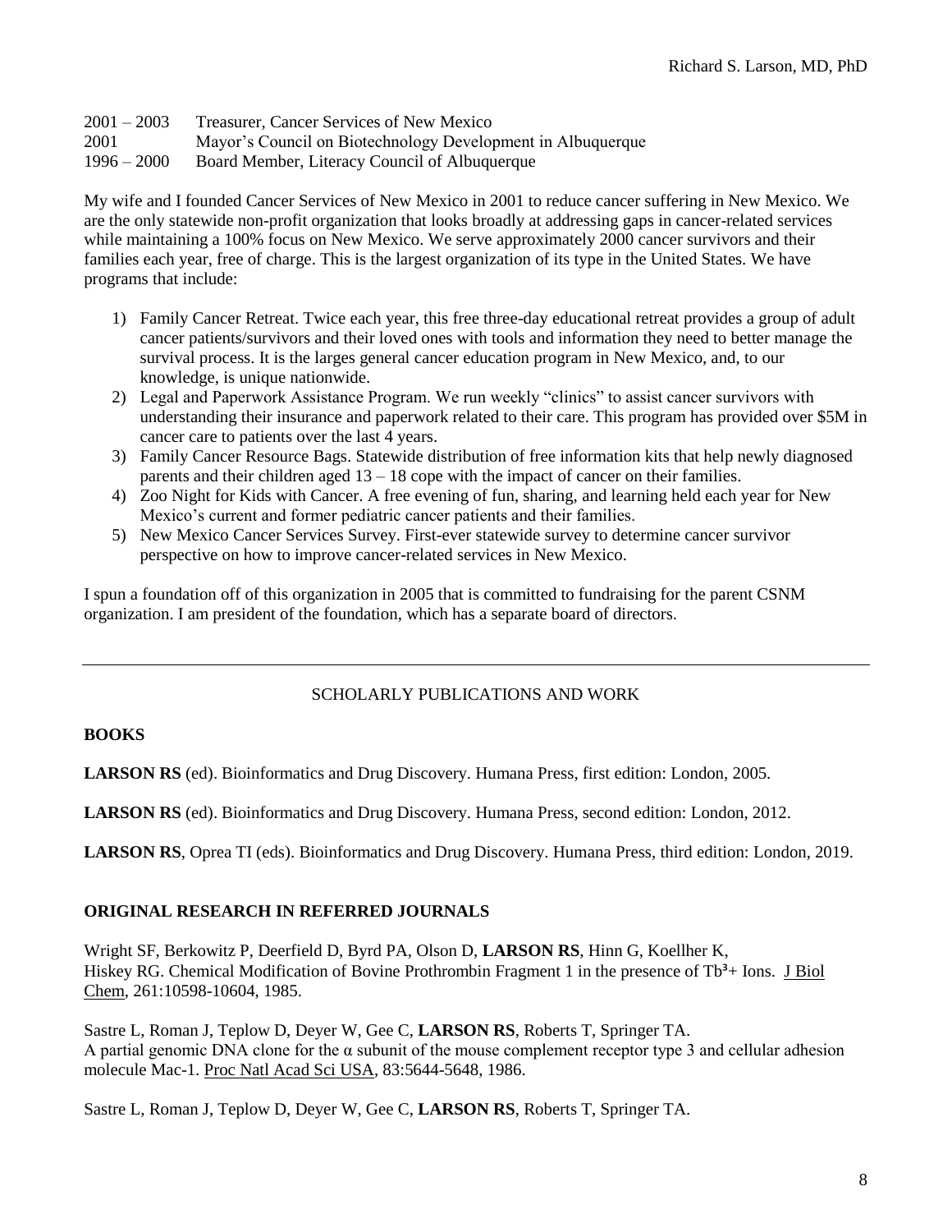2001 – 2003  Treasurer, Cancer Services of New Mexico
2001  Mayor's Council on Biotechnology Development in Albuquerque
1996 – 2000  Board Member, Literacy Council of Albuquerque

My wife and I founded Cancer Services of New Mexico in 2001 to reduce cancer suffering in New Mexico. We are the only statewide non-profit organization that looks broadly at addressing gaps in cancer-related services while maintaining a 100% focus on New Mexico. We serve approximately 2000 cancer survivors and their families each year, free of charge. This is the largest organization of its type in the United States. We have programs that include:

1) Family Cancer Retreat. Twice each year, this free three-day educational retreat provides a group of adult cancer patients/survivors and their loved ones with tools and information they need to better manage the survival process. It is the larges general cancer education program in New Mexico, and, to our knowledge, is unique nationwide.
2) Legal and Paperwork Assistance Program. We run weekly "clinics" to assist cancer survivors with understanding their insurance and paperwork related to their care. This program has provided over $5M in cancer care to patients over the last 4 years.
3) Family Cancer Resource Bags. Statewide distribution of free information kits that help newly diagnosed parents and their children aged 13 – 18 cope with the impact of cancer on their families.
4) Zoo Night for Kids with Cancer. A free evening of fun, sharing, and learning held each year for New Mexico's current and former pediatric cancer patients and their families.
5) New Mexico Cancer Services Survey. First-ever statewide survey to determine cancer survivor perspective on how to improve cancer-related services in New Mexico.

I spun a foundation off of this organization in 2005 that is committed to fundraising for the parent CSNM organization. I am president of the foundation, which has a separate board of directors.

---

## SCHOLARLY PUBLICATIONS AND WORK

### BOOKS

**LARSON RS** (ed). Bioinformatics and Drug Discovery. Humana Press, first edition: London, 2005.

**LARSON RS** (ed). Bioinformatics and Drug Discovery. Humana Press, second edition: London, 2012.

**LARSON RS**, Oprea TI (eds). Bioinformatics and Drug Discovery. Humana Press, third edition: London, 2019.

### ORIGINAL RESEARCH IN REFERRED JOURNALS

Wright SF, Berkowitz P, Deerfield D, Byrd PA, Olson D, **LARSON RS**, Hinn G, Koellher K, Hiskey RG. Chemical Modification of Bovine Prothrombin Fragment 1 in the presence of $Tb^{3+}$ Ions. J Biol Chem, 261:10598-10604, 1985.

Sastre L, Roman J, Teplow D, Deyer W, Gee C, **LARSON RS**, Roberts T, Springer TA. A partial genomic DNA clone for the α subunit of the mouse complement receptor type 3 and cellular adhesion molecule Mac-1. Proc Natl Acad Sci USA, 83:5644-5648, 1986.

Sastre L, Roman J, Teplow D, Deyer W, Gee C, **LARSON RS**, Roberts T, Springer TA.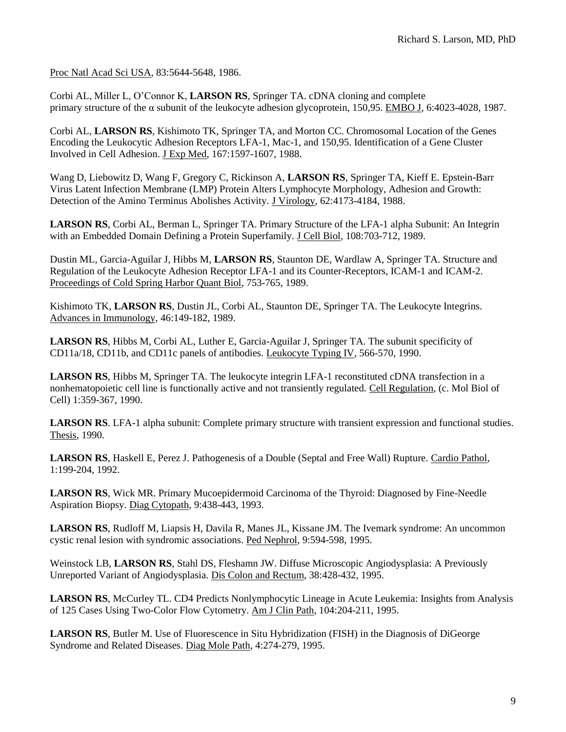Proc Natl Acad Sci USA, 83:5644-5648, 1986.

Corbi AL, Miller L, O'Connor K, **LARSON RS**, Springer TA. cDNA cloning and complete primary structure of the α subunit of the leukocyte adhesion glycoprotein, 150,95. EMBO J, 6:4023-4028, 1987.

Corbi AL, **LARSON RS**, Kishimoto TK, Springer TA, and Morton CC. Chromosomal Location of the Genes Encoding the Leukocytic Adhesion Receptors LFA-1, Mac-1, and 150,95. Identification of a Gene Cluster Involved in Cell Adhesion. J Exp Med, 167:1597-1607, 1988.

Wang D, Liebowitz D, Wang F, Gregory C, Rickinson A, **LARSON RS**, Springer TA, Kieff E. Epstein-Barr Virus Latent Infection Membrane (LMP) Protein Alters Lymphocyte Morphology, Adhesion and Growth: Detection of the Amino Terminus Abolishes Activity. J Virology, 62:4173-4184, 1988.

**LARSON RS**, Corbi AL, Berman L, Springer TA. Primary Structure of the LFA-1 alpha Subunit: An Integrin with an Embedded Domain Defining a Protein Superfamily. J Cell Biol, 108:703-712, 1989.

Dustin ML, Garcia-Aguilar J, Hibbs M, **LARSON RS**, Staunton DE, Wardlaw A, Springer TA. Structure and Regulation of the Leukocyte Adhesion Receptor LFA-1 and its Counter-Receptors, ICAM-1 and ICAM-2. Proceedings of Cold Spring Harbor Quant Biol, 753-765, 1989.

Kishimoto TK, **LARSON RS**, Dustin JL, Corbi AL, Staunton DE, Springer TA. The Leukocyte Integrins. Advances in Immunology, 46:149-182, 1989.

**LARSON RS**, Hibbs M, Corbi AL, Luther E, Garcia-Aguilar J, Springer TA. The subunit specificity of CD11a/18, CD11b, and CD11c panels of antibodies. Leukocyte Typing IV, 566-570, 1990.

**LARSON RS**, Hibbs M, Springer TA. The leukocyte integrin LFA-1 reconstituted cDNA transfection in a nonhematopoietic cell line is functionally active and not transiently regulated. Cell Regulation, (c. Mol Biol of Cell) 1:359-367, 1990.

**LARSON RS**. LFA-1 alpha subunit: Complete primary structure with transient expression and functional studies. Thesis, 1990.

**LARSON RS**, Haskell E, Perez J. Pathogenesis of a Double (Septal and Free Wall) Rupture. Cardio Pathol, 1:199-204, 1992.

**LARSON RS**, Wick MR. Primary Mucoepidermoid Carcinoma of the Thyroid: Diagnosed by Fine-Needle Aspiration Biopsy. Diag Cytopath, 9:438-443, 1993.

**LARSON RS**, Rudloff M, Liapsis H, Davila R, Manes JL, Kissane JM. The Ivemark syndrome: An uncommon cystic renal lesion with syndromic associations. Ped Nephrol, 9:594-598, 1995.

Weinstock LB, **LARSON RS**, Stahl DS, Fleshamn JW. Diffuse Microscopic Angiodysplasia: A Previously Unreported Variant of Angiodysplasia. Dis Colon and Rectum, 38:428-432, 1995.

**LARSON RS**, McCurley TL. CD4 Predicts Nonlymphocytic Lineage in Acute Leukemia: Insights from Analysis of 125 Cases Using Two-Color Flow Cytometry. Am J Clin Path, 104:204-211, 1995.

**LARSON RS**, Butler M. Use of Fluorescence in Situ Hybridization (FISH) in the Diagnosis of DiGeorge Syndrome and Related Diseases. Diag Mole Path, 4:274-279, 1995.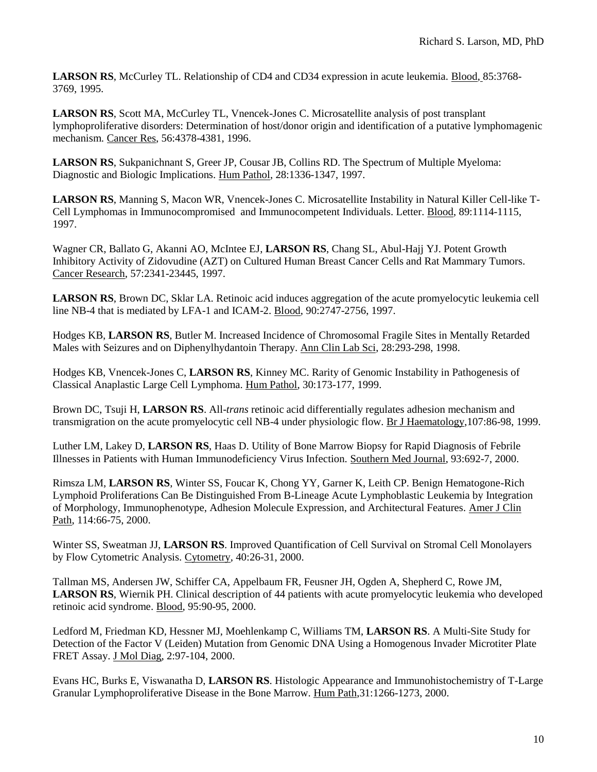**LARSON RS**, McCurley TL. Relationship of CD4 and CD34 expression in acute leukemia. Blood, 85:3768-3769, 1995.

**LARSON RS**, Scott MA, McCurley TL, Vnencek-Jones C. Microsatellite analysis of post transplant lymphoproliferative disorders: Determination of host/donor origin and identification of a putative lymphomagenic mechanism. Cancer Res, 56:4378-4381, 1996.

**LARSON RS**, Sukpanichnant S, Greer JP, Cousar JB, Collins RD. The Spectrum of Multiple Myeloma: Diagnostic and Biologic Implications. Hum Pathol, 28:1336-1347, 1997.

**LARSON RS**, Manning S, Macon WR, Vnencek-Jones C. Microsatellite Instability in Natural Killer Cell-like T-Cell Lymphomas in Immunocompromised and Immunocompetent Individuals. Letter. Blood, 89:1114-1115, 1997.

Wagner CR, Ballato G, Akanni AO, McIntee EJ, **LARSON RS**, Chang SL, Abul-Hajj YJ. Potent Growth Inhibitory Activity of Zidovudine (AZT) on Cultured Human Breast Cancer Cells and Rat Mammary Tumors. Cancer Research, 57:2341-23445, 1997.

**LARSON RS**, Brown DC, Sklar LA. Retinoic acid induces aggregation of the acute promyelocytic leukemia cell line NB-4 that is mediated by LFA-1 and ICAM-2. Blood, 90:2747-2756, 1997.

Hodges KB, **LARSON RS**, Butler M. Increased Incidence of Chromosomal Fragile Sites in Mentally Retarded Males with Seizures and on Diphenylhydantoin Therapy. Ann Clin Lab Sci, 28:293-298, 1998.

Hodges KB, Vnencek-Jones C, **LARSON RS**, Kinney MC. Rarity of Genomic Instability in Pathogenesis of Classical Anaplastic Large Cell Lymphoma. Hum Pathol, 30:173-177, 1999.

Brown DC, Tsuji H, **LARSON RS**. All-*trans* retinoic acid differentially regulates adhesion mechanism and transmigration on the acute promyelocytic cell NB-4 under physiologic flow. Br J Haematology,107:86-98, 1999.

Luther LM, Lakey D, **LARSON RS**, Haas D. Utility of Bone Marrow Biopsy for Rapid Diagnosis of Febrile Illnesses in Patients with Human Immunodeficiency Virus Infection. Southern Med Journal, 93:692-7, 2000.

Rimsza LM, **LARSON RS**, Winter SS, Foucar K, Chong YY, Garner K, Leith CP. Benign Hematogone-Rich Lymphoid Proliferations Can Be Distinguished From B-Lineage Acute Lymphoblastic Leukemia by Integration of Morphology, Immunophenotype, Adhesion Molecule Expression, and Architectural Features. Amer J Clin Path, 114:66-75, 2000.

Winter SS, Sweatman JJ, **LARSON RS**. Improved Quantification of Cell Survival on Stromal Cell Monolayers by Flow Cytometric Analysis. Cytometry, 40:26-31, 2000.

Tallman MS, Andersen JW, Schiffer CA, Appelbaum FR, Feusner JH, Ogden A, Shepherd C, Rowe JM, **LARSON RS**, Wiernik PH. Clinical description of 44 patients with acute promyelocytic leukemia who developed retinoic acid syndrome. Blood, 95:90-95, 2000.

Ledford M, Friedman KD, Hessner MJ, Moehlenkamp C, Williams TM, **LARSON RS**. A Multi-Site Study for Detection of the Factor V (Leiden) Mutation from Genomic DNA Using a Homogenous Invader Microtiter Plate FRET Assay. J Mol Diag, 2:97-104, 2000.

Evans HC, Burks E, Viswanatha D, **LARSON RS**. Histologic Appearance and Immunohistochemistry of T-Large Granular Lymphoproliferative Disease in the Bone Marrow. Hum Path,31:1266-1273, 2000.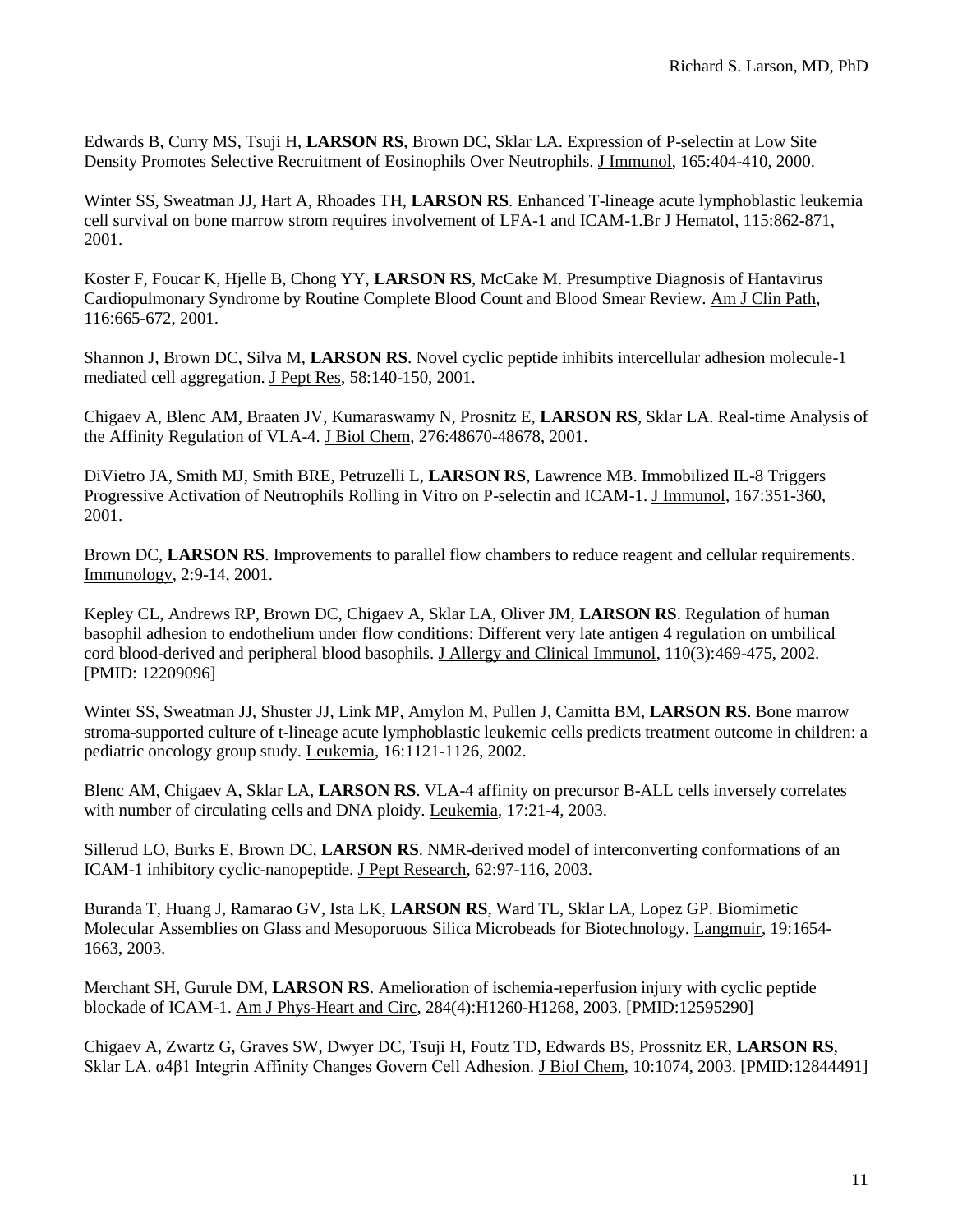Edwards B, Curry MS, Tsuji H, **LARSON RS**, Brown DC, Sklar LA. Expression of P-selectin at Low Site Density Promotes Selective Recruitment of Eosinophils Over Neutrophils. J Immunol, 165:404-410, 2000.

Winter SS, Sweatman JJ, Hart A, Rhoades TH, **LARSON RS**. Enhanced T-lineage acute lymphoblastic leukemia cell survival on bone marrow strom requires involvement of LFA-1 and ICAM-1.Br J Hematol, 115:862-871, 2001.

Koster F, Foucar K, Hjelle B, Chong YY, **LARSON RS**, McCake M. Presumptive Diagnosis of Hantavirus Cardiopulmonary Syndrome by Routine Complete Blood Count and Blood Smear Review. Am J Clin Path, 116:665-672, 2001.

Shannon J, Brown DC, Silva M, **LARSON RS**. Novel cyclic peptide inhibits intercellular adhesion molecule-1 mediated cell aggregation. J Pept Res, 58:140-150, 2001.

Chigaev A, Blenc AM, Braaten JV, Kumaraswamy N, Prosnitz E, **LARSON RS**, Sklar LA. Real-time Analysis of the Affinity Regulation of VLA-4. J Biol Chem, 276:48670-48678, 2001.

DiVietro JA, Smith MJ, Smith BRE, Petruzelli L, **LARSON RS**, Lawrence MB. Immobilized IL-8 Triggers Progressive Activation of Neutrophils Rolling in Vitro on P-selectin and ICAM-1. J Immunol, 167:351-360, 2001.

Brown DC, **LARSON RS**. Improvements to parallel flow chambers to reduce reagent and cellular requirements. Immunology, 2:9-14, 2001.

Kepley CL, Andrews RP, Brown DC, Chigaev A, Sklar LA, Oliver JM, **LARSON RS**. Regulation of human basophil adhesion to endothelium under flow conditions: Different very late antigen 4 regulation on umbilical cord blood-derived and peripheral blood basophils. J Allergy and Clinical Immunol, 110(3):469-475, 2002. [PMID: 12209096]

Winter SS, Sweatman JJ, Shuster JJ, Link MP, Amylon M, Pullen J, Camitta BM, **LARSON RS**. Bone marrow stroma-supported culture of t-lineage acute lymphoblastic leukemic cells predicts treatment outcome in children: a pediatric oncology group study. Leukemia, 16:1121-1126, 2002.

Blenc AM, Chigaev A, Sklar LA, **LARSON RS**. VLA-4 affinity on precursor B-ALL cells inversely correlates with number of circulating cells and DNA ploidy. Leukemia, 17:21-4, 2003.

Sillerud LO, Burks E, Brown DC, **LARSON RS**. NMR-derived model of interconverting conformations of an ICAM-1 inhibitory cyclic-nanopeptide. J Pept Research, 62:97-116, 2003.

Buranda T, Huang J, Ramarao GV, Ista LK, **LARSON RS**, Ward TL, Sklar LA, Lopez GP. Biomimetic Molecular Assemblies on Glass and Mesoporuous Silica Microbeads for Biotechnology. Langmuir, 19:1654-1663, 2003.

Merchant SH, Gurule DM, **LARSON RS**. Amelioration of ischemia-reperfusion injury with cyclic peptide blockade of ICAM-1. Am J Phys-Heart and Circ, 284(4):H1260-H1268, 2003. [PMID:12595290]

Chigaev A, Zwartz G, Graves SW, Dwyer DC, Tsuji H, Foutz TD, Edwards BS, Prossnitz ER, **LARSON RS**, Sklar LA. α4β1 Integrin Affinity Changes Govern Cell Adhesion. J Biol Chem, 10:1074, 2003. [PMID:12844491]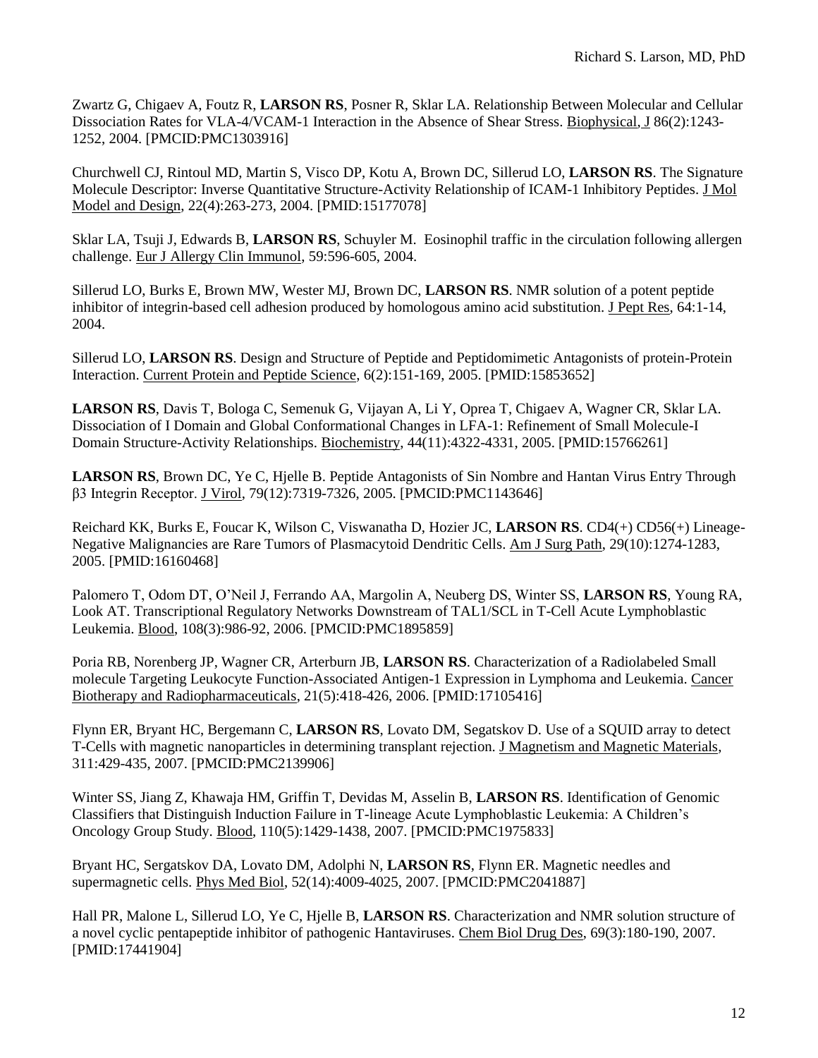Zwartz G, Chigaev A, Foutz R, **LARSON RS**, Posner R, Sklar LA. Relationship Between Molecular and Cellular Dissociation Rates for VLA-4/VCAM-1 Interaction in the Absence of Shear Stress. Biophysical, J 86(2):1243-1252, 2004. [PMCID:PMC1303916]

Churchwell CJ, Rintoul MD, Martin S, Visco DP, Kotu A, Brown DC, Sillerud LO, **LARSON RS**. The Signature Molecule Descriptor: Inverse Quantitative Structure-Activity Relationship of ICAM-1 Inhibitory Peptides. J Mol Model and Design, 22(4):263-273, 2004. [PMID:15177078]

Sklar LA, Tsuji J, Edwards B, **LARSON RS**, Schuyler M. Eosinophil traffic in the circulation following allergen challenge. Eur J Allergy Clin Immunol, 59:596-605, 2004.

Sillerud LO, Burks E, Brown MW, Wester MJ, Brown DC, **LARSON RS**. NMR solution of a potent peptide inhibitor of integrin-based cell adhesion produced by homologous amino acid substitution. J Pept Res, 64:1-14, 2004.

Sillerud LO, **LARSON RS**. Design and Structure of Peptide and Peptidomimetic Antagonists of protein-Protein Interaction. Current Protein and Peptide Science, 6(2):151-169, 2005. [PMID:15853652]

**LARSON RS**, Davis T, Bologa C, Semenuk G, Vijayan A, Li Y, Oprea T, Chigaev A, Wagner CR, Sklar LA. Dissociation of I Domain and Global Conformational Changes in LFA-1: Refinement of Small Molecule-I Domain Structure-Activity Relationships. Biochemistry, 44(11):4322-4331, 2005. [PMID:15766261]

**LARSON RS**, Brown DC, Ye C, Hjelle B. Peptide Antagonists of Sin Nombre and Hantan Virus Entry Through β3 Integrin Receptor. J Virol, 79(12):7319-7326, 2005. [PMCID:PMC1143646]

Reichard KK, Burks E, Foucar K, Wilson C, Viswanatha D, Hozier JC, **LARSON RS**. CD4(+) CD56(+) Lineage-Negative Malignancies are Rare Tumors of Plasmacytoid Dendritic Cells. Am J Surg Path, 29(10):1274-1283, 2005. [PMID:16160468]

Palomero T, Odom DT, O'Neil J, Ferrando AA, Margolin A, Neuberg DS, Winter SS, **LARSON RS**, Young RA, Look AT. Transcriptional Regulatory Networks Downstream of TAL1/SCL in T-Cell Acute Lymphoblastic Leukemia. Blood, 108(3):986-92, 2006. [PMCID:PMC1895859]

Poria RB, Norenberg JP, Wagner CR, Arterburn JB, **LARSON RS**. Characterization of a Radiolabeled Small molecule Targeting Leukocyte Function-Associated Antigen-1 Expression in Lymphoma and Leukemia. Cancer Biotherapy and Radiopharmaceuticals, 21(5):418-426, 2006. [PMID:17105416]

Flynn ER, Bryant HC, Bergemann C, **LARSON RS**, Lovato DM, Segatskov D. Use of a SQUID array to detect T-Cells with magnetic nanoparticles in determining transplant rejection. J Magnetism and Magnetic Materials, 311:429-435, 2007. [PMCID:PMC2139906]

Winter SS, Jiang Z, Khawaja HM, Griffin T, Devidas M, Asselin B, **LARSON RS**. Identification of Genomic Classifiers that Distinguish Induction Failure in T-lineage Acute Lymphoblastic Leukemia: A Children's Oncology Group Study. Blood, 110(5):1429-1438, 2007. [PMCID:PMC1975833]

Bryant HC, Sergatskov DA, Lovato DM, Adolphi N, **LARSON RS**, Flynn ER. Magnetic needles and supermagnetic cells. Phys Med Biol, 52(14):4009-4025, 2007. [PMCID:PMC2041887]

Hall PR, Malone L, Sillerud LO, Ye C, Hjelle B, **LARSON RS**. Characterization and NMR solution structure of a novel cyclic pentapeptide inhibitor of pathogenic Hantaviruses. Chem Biol Drug Des, 69(3):180-190, 2007. [PMID:17441904]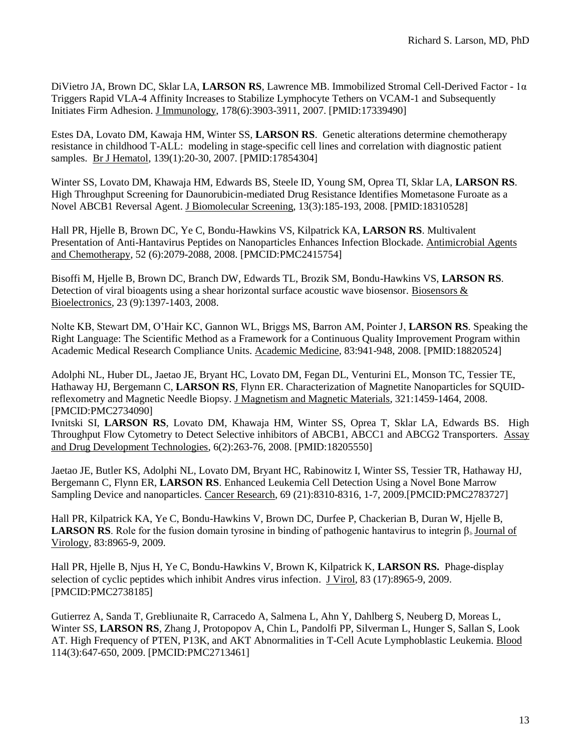DiVietro JA, Brown DC, Sklar LA, **LARSON RS**, Lawrence MB. Immobilized Stromal Cell-Derived Factor - 1α Triggers Rapid VLA-4 Affinity Increases to Stabilize Lymphocyte Tethers on VCAM-1 and Subsequently Initiates Firm Adhesion. J Immunology, 178(6):3903-3911, 2007. [PMID:17339490]

Estes DA, Lovato DM, Kawaja HM, Winter SS, **LARSON RS**. Genetic alterations determine chemotherapy resistance in childhood T-ALL: modeling in stage-specific cell lines and correlation with diagnostic patient samples. Br J Hematol, 139(1):20-30, 2007. [PMID:17854304]

Winter SS, Lovato DM, Khawaja HM, Edwards BS, Steele ID, Young SM, Oprea TI, Sklar LA, **LARSON RS**. High Throughput Screening for Daunorubicin-mediated Drug Resistance Identifies Mometasone Furoate as a Novel ABCB1 Reversal Agent. J Biomolecular Screening, 13(3):185-193, 2008. [PMID:18310528]

Hall PR, Hjelle B, Brown DC, Ye C, Bondu-Hawkins VS, Kilpatrick KA, **LARSON RS**. Multivalent Presentation of Anti-Hantavirus Peptides on Nanoparticles Enhances Infection Blockade. Antimicrobial Agents and Chemotherapy, 52 (6):2079-2088, 2008. [PMCID:PMC2415754]

Bisoffi M, Hjelle B, Brown DC, Branch DW, Edwards TL, Brozik SM, Bondu-Hawkins VS, **LARSON RS**. Detection of viral bioagents using a shear horizontal surface acoustic wave biosensor. Biosensors & Bioelectronics, 23 (9):1397-1403, 2008.

Nolte KB, Stewart DM, O'Hair KC, Gannon WL, Briggs MS, Barron AM, Pointer J, **LARSON RS**. Speaking the Right Language: The Scientific Method as a Framework for a Continuous Quality Improvement Program within Academic Medical Research Compliance Units. Academic Medicine, 83:941-948, 2008. [PMID:18820524]

Adolphi NL, Huber DL, Jaetao JE, Bryant HC, Lovato DM, Fegan DL, Venturini EL, Monson TC, Tessier TE, Hathaway HJ, Bergemann C, **LARSON RS**, Flynn ER. Characterization of Magnetite Nanoparticles for SQUID-reflexometry and Magnetic Needle Biopsy. J Magnetism and Magnetic Materials, 321:1459-1464, 2008. [PMCID:PMC2734090]

Ivnitski SI, **LARSON RS**, Lovato DM, Khawaja HM, Winter SS, Oprea T, Sklar LA, Edwards BS. High Throughput Flow Cytometry to Detect Selective inhibitors of ABCB1, ABCC1 and ABCG2 Transporters. Assay and Drug Development Technologies, 6(2):263-76, 2008. [PMID:18205550]

Jaetao JE, Butler KS, Adolphi NL, Lovato DM, Bryant HC, Rabinowitz I, Winter SS, Tessier TR, Hathaway HJ, Bergemann C, Flynn ER, **LARSON RS**. Enhanced Leukemia Cell Detection Using a Novel Bone Marrow Sampling Device and nanoparticles. Cancer Research, 69 (21):8310-8316, 1-7, 2009.[PMCID:PMC2783727]

Hall PR, Kilpatrick KA, Ye C, Bondu-Hawkins V, Brown DC, Durfee P, Chackerian B, Duran W, Hjelle B, **LARSON RS**. Role for the fusion domain tyrosine in binding of pathogenic hantavirus to integrin $\beta_3$. Journal of Virology, 83:8965-9, 2009.

Hall PR, Hjelle B, Njus H, Ye C, Bondu-Hawkins V, Brown K, Kilpatrick K, **LARSON RS.** Phage-display selection of cyclic peptides which inhibit Andres virus infection. J Virol, 83 (17):8965-9, 2009. [PMCID:PMC2738185]

Gutierrez A, Sanda T, Grebliunaite R, Carracedo A, Salmena L, Ahn Y, Dahlberg S, Neuberg D, Moreas L, Winter SS, **LARSON RS**, Zhang J, Protopopov A, Chin L, Pandolfi PP, Silverman L, Hunger S, Sallan S, Look AT. High Frequency of PTEN, P13K, and AKT Abnormalities in T-Cell Acute Lymphoblastic Leukemia. Blood 114(3):647-650, 2009. [PMCID:PMC2713461]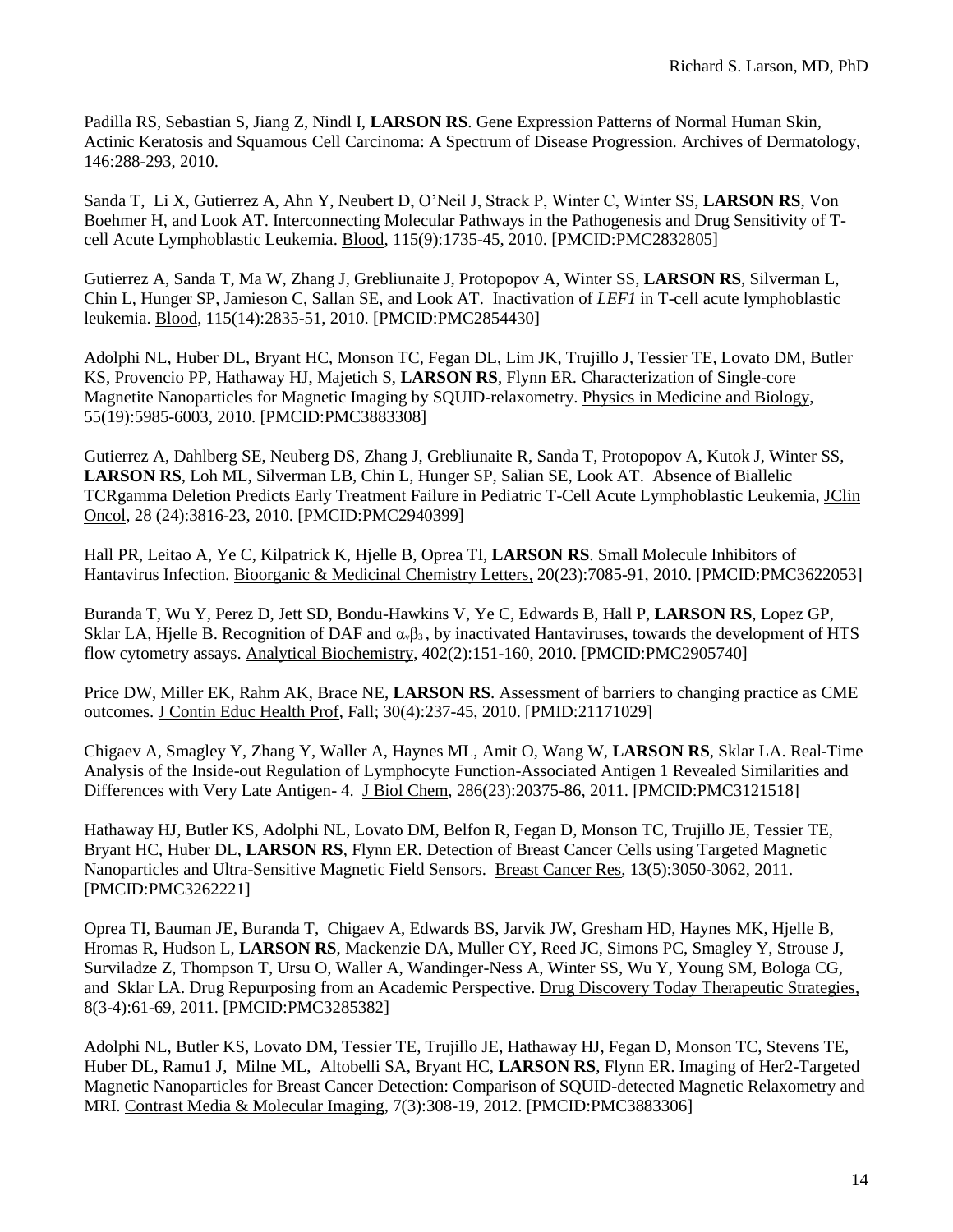Padilla RS, Sebastian S, Jiang Z, Nindl I, **LARSON RS**. Gene Expression Patterns of Normal Human Skin, Actinic Keratosis and Squamous Cell Carcinoma: A Spectrum of Disease Progression. Archives of Dermatology, 146:288-293, 2010.

Sanda T, Li X, Gutierrez A, Ahn Y, Neubert D, O'Neil J, Strack P, Winter C, Winter SS, **LARSON RS**, Von Boehmer H, and Look AT. Interconnecting Molecular Pathways in the Pathogenesis and Drug Sensitivity of T-cell Acute Lymphoblastic Leukemia. Blood, 115(9):1735-45, 2010. [PMCID:PMC2832805]

Gutierrez A, Sanda T, Ma W, Zhang J, Grebliunaite J, Protopopov A, Winter SS, **LARSON RS**, Silverman L, Chin L, Hunger SP, Jamieson C, Sallan SE, and Look AT. Inactivation of *LEF1* in T-cell acute lymphoblastic leukemia. Blood, 115(14):2835-51, 2010. [PMCID:PMC2854430]

Adolphi NL, Huber DL, Bryant HC, Monson TC, Fegan DL, Lim JK, Trujillo J, Tessier TE, Lovato DM, Butler KS, Provencio PP, Hathaway HJ, Majetich S, **LARSON RS**, Flynn ER. Characterization of Single-core Magnetite Nanoparticles for Magnetic Imaging by SQUID-relaxometry. Physics in Medicine and Biology, 55(19):5985-6003, 2010. [PMCID:PMC3883308]

Gutierrez A, Dahlberg SE, Neuberg DS, Zhang J, Grebliunaite R, Sanda T, Protopopov A, Kutok J, Winter SS, **LARSON RS**, Loh ML, Silverman LB, Chin L, Hunger SP, Salian SE, Look AT. Absence of Biallelic TCRgamma Deletion Predicts Early Treatment Failure in Pediatric T-Cell Acute Lymphoblastic Leukemia, JClin Oncol, 28 (24):3816-23, 2010. [PMCID:PMC2940399]

Hall PR, Leitao A, Ye C, Kilpatrick K, Hjelle B, Oprea TI, **LARSON RS**. Small Molecule Inhibitors of Hantavirus Infection. Bioorganic & Medicinal Chemistry Letters, 20(23):7085-91, 2010. [PMCID:PMC3622053]

Buranda T, Wu Y, Perez D, Jett SD, Bondu-Hawkins V, Ye C, Edwards B, Hall P, **LARSON RS**, Lopez GP, Sklar LA, Hjelle B. Recognition of DAF and $\alpha_v\beta_3$, by inactivated Hantaviruses, towards the development of HTS flow cytometry assays. Analytical Biochemistry, 402(2):151-160, 2010. [PMCID:PMC2905740]

Price DW, Miller EK, Rahm AK, Brace NE, **LARSON RS**. Assessment of barriers to changing practice as CME outcomes. J Contin Educ Health Prof, Fall; 30(4):237-45, 2010. [PMID:21171029]

Chigaev A, Smagley Y, Zhang Y, Waller A, Haynes ML, Amit O, Wang W, **LARSON RS**, Sklar LA. Real-Time Analysis of the Inside-out Regulation of Lymphocyte Function-Associated Antigen 1 Revealed Similarities and Differences with Very Late Antigen- 4. J Biol Chem, 286(23):20375-86, 2011. [PMCID:PMC3121518]

Hathaway HJ, Butler KS, Adolphi NL, Lovato DM, Belfon R, Fegan D, Monson TC, Trujillo JE, Tessier TE, Bryant HC, Huber DL, **LARSON RS**, Flynn ER. Detection of Breast Cancer Cells using Targeted Magnetic Nanoparticles and Ultra-Sensitive Magnetic Field Sensors. Breast Cancer Res, 13(5):3050-3062, 2011. [PMCID:PMC3262221]

Oprea TI, Bauman JE, Buranda T, Chigaev A, Edwards BS, Jarvik JW, Gresham HD, Haynes MK, Hjelle B, Hromas R, Hudson L, **LARSON RS**, Mackenzie DA, Muller CY, Reed JC, Simons PC, Smagley Y, Strouse J, Surviladze Z, Thompson T, Ursu O, Waller A, Wandinger-Ness A, Winter SS, Wu Y, Young SM, Bologa CG, and Sklar LA. Drug Repurposing from an Academic Perspective. Drug Discovery Today Therapeutic Strategies, 8(3-4):61-69, 2011. [PMCID:PMC3285382]

Adolphi NL, Butler KS, Lovato DM, Tessier TE, Trujillo JE, Hathaway HJ, Fegan D, Monson TC, Stevens TE, Huber DL, Ramu1 J, Milne ML, Altobelli SA, Bryant HC, **LARSON RS**, Flynn ER. Imaging of Her2-Targeted Magnetic Nanoparticles for Breast Cancer Detection: Comparison of SQUID-detected Magnetic Relaxometry and MRI. Contrast Media & Molecular Imaging, 7(3):308-19, 2012. [PMCID:PMC3883306]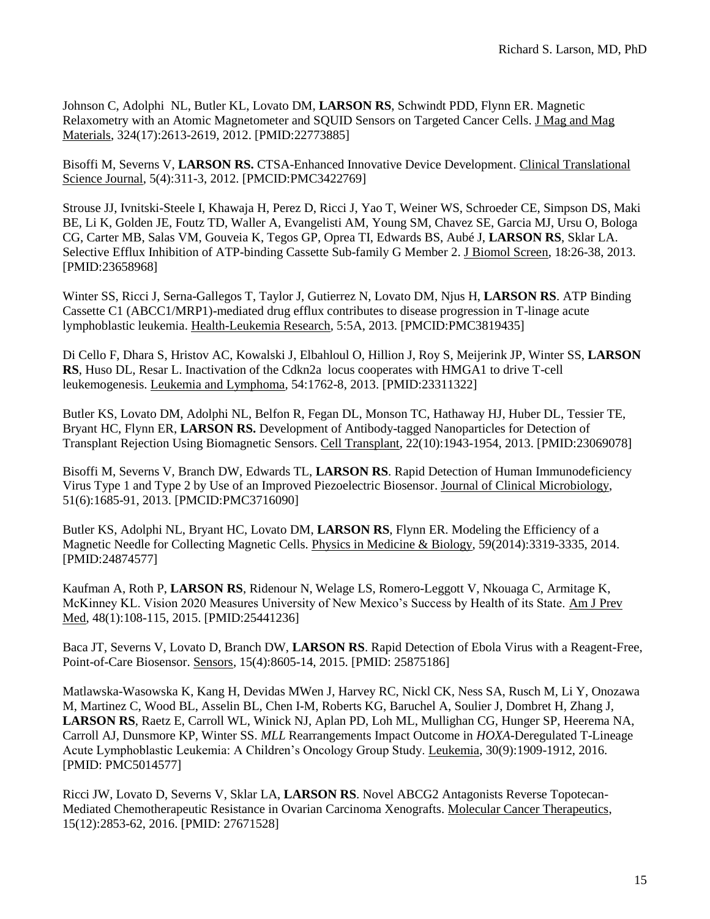Johnson C, Adolphi NL, Butler KL, Lovato DM, **LARSON RS**, Schwindt PDD, Flynn ER. Magnetic Relaxometry with an Atomic Magnetometer and SQUID Sensors on Targeted Cancer Cells. J Mag and Mag Materials, 324(17):2613-2619, 2012. [PMID:22773885]

Bisoffi M, Severns V, **LARSON RS.** CTSA-Enhanced Innovative Device Development. Clinical Translational Science Journal, 5(4):311-3, 2012. [PMCID:PMC3422769]

Strouse JJ, Ivnitski-Steele I, Khawaja H, Perez D, Ricci J, Yao T, Weiner WS, Schroeder CE, Simpson DS, Maki BE, Li K, Golden JE, Foutz TD, Waller A, Evangelisti AM, Young SM, Chavez SE, Garcia MJ, Ursu O, Bologa CG, Carter MB, Salas VM, Gouveia K, Tegos GP, Oprea TI, Edwards BS, Aubé J, **LARSON RS**, Sklar LA. Selective Efflux Inhibition of ATP-binding Cassette Sub-family G Member 2. J Biomol Screen, 18:26-38, 2013. [PMID:23658968]

Winter SS, Ricci J, Serna-Gallegos T, Taylor J, Gutierrez N, Lovato DM, Njus H, **LARSON RS**. ATP Binding Cassette C1 (ABCC1/MRP1)-mediated drug efflux contributes to disease progression in T-linage acute lymphoblastic leukemia. Health-Leukemia Research, 5:5A, 2013. [PMCID:PMC3819435]

Di Cello F, Dhara S, Hristov AC, Kowalski J, Elbahloul O, Hillion J, Roy S, Meijerink JP, Winter SS, **LARSON RS**, Huso DL, Resar L. Inactivation of the Cdkn2a locus cooperates with HMGA1 to drive T-cell leukemogenesis. Leukemia and Lymphoma, 54:1762-8, 2013. [PMID:23311322]

Butler KS, Lovato DM, Adolphi NL, Belfon R, Fegan DL, Monson TC, Hathaway HJ, Huber DL, Tessier TE, Bryant HC, Flynn ER, **LARSON RS.** Development of Antibody-tagged Nanoparticles for Detection of Transplant Rejection Using Biomagnetic Sensors. Cell Transplant, 22(10):1943-1954, 2013. [PMID:23069078]

Bisoffi M, Severns V, Branch DW, Edwards TL, **LARSON RS**. Rapid Detection of Human Immunodeficiency Virus Type 1 and Type 2 by Use of an Improved Piezoelectric Biosensor. Journal of Clinical Microbiology, 51(6):1685-91, 2013. [PMCID:PMC3716090]

Butler KS, Adolphi NL, Bryant HC, Lovato DM, **LARSON RS**, Flynn ER. Modeling the Efficiency of a Magnetic Needle for Collecting Magnetic Cells. Physics in Medicine & Biology, 59(2014):3319-3335, 2014. [PMID:24874577]

Kaufman A, Roth P, **LARSON RS**, Ridenour N, Welage LS, Romero-Leggott V, Nkouaga C, Armitage K, McKinney KL. Vision 2020 Measures University of New Mexico's Success by Health of its State. Am J Prev Med, 48(1):108-115, 2015. [PMID:25441236]

Baca JT, Severns V, Lovato D, Branch DW, **LARSON RS**. Rapid Detection of Ebola Virus with a Reagent-Free, Point-of-Care Biosensor. Sensors, 15(4):8605-14, 2015. [PMID: 25875186]

Matlawska-Wasowska K, Kang H, Devidas MWen J, Harvey RC, Nickl CK, Ness SA, Rusch M, Li Y, Onozawa M, Martinez C, Wood BL, Asselin BL, Chen I-M, Roberts KG, Baruchel A, Soulier J, Dombret H, Zhang J, **LARSON RS**, Raetz E, Carroll WL, Winick NJ, Aplan PD, Loh ML, Mullighan CG, Hunger SP, Heerema NA, Carroll AJ, Dunsmore KP, Winter SS. *MLL* Rearrangements Impact Outcome in *HOXA*-Deregulated T-Lineage Acute Lymphoblastic Leukemia: A Children's Oncology Group Study. Leukemia, 30(9):1909-1912, 2016. [PMID: PMC5014577]

Ricci JW, Lovato D, Severns V, Sklar LA, **LARSON RS**. Novel ABCG2 Antagonists Reverse Topotecan-Mediated Chemotherapeutic Resistance in Ovarian Carcinoma Xenografts. Molecular Cancer Therapeutics, 15(12):2853-62, 2016. [PMID: 27671528]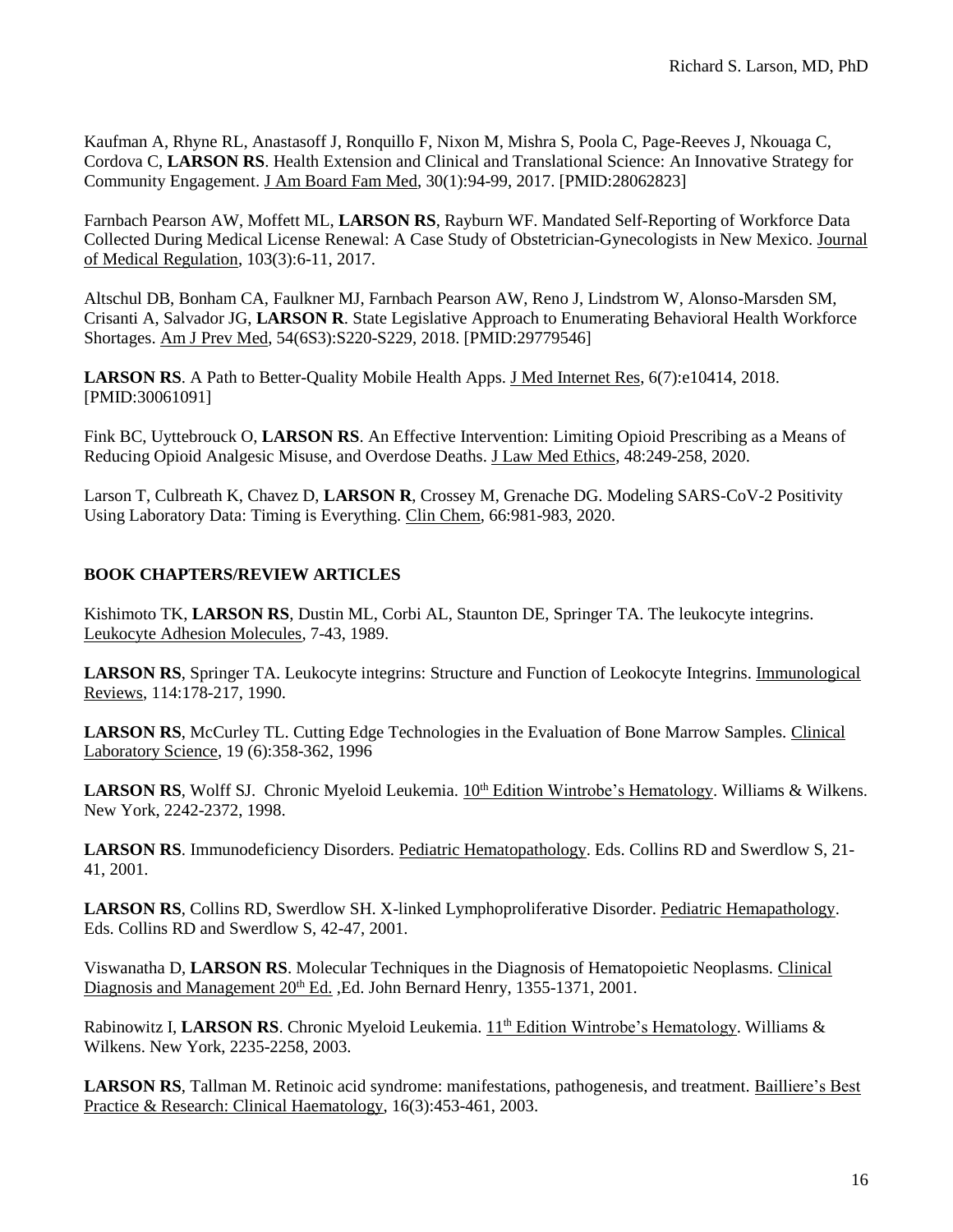Kaufman A, Rhyne RL, Anastasoff J, Ronquillo F, Nixon M, Mishra S, Poola C, Page-Reeves J, Nkouaga C, Cordova C, **LARSON RS**. Health Extension and Clinical and Translational Science: An Innovative Strategy for Community Engagement. J Am Board Fam Med, 30(1):94-99, 2017. [PMID:28062823]

Farnbach Pearson AW, Moffett ML, **LARSON RS**, Rayburn WF. Mandated Self-Reporting of Workforce Data Collected During Medical License Renewal: A Case Study of Obstetrician-Gynecologists in New Mexico. Journal of Medical Regulation, 103(3):6-11, 2017.

Altschul DB, Bonham CA, Faulkner MJ, Farnbach Pearson AW, Reno J, Lindstrom W, Alonso-Marsden SM, Crisanti A, Salvador JG, **LARSON R**. State Legislative Approach to Enumerating Behavioral Health Workforce Shortages. Am J Prev Med, 54(6S3):S220-S229, 2018. [PMID:29779546]

**LARSON RS**. A Path to Better-Quality Mobile Health Apps. J Med Internet Res, 6(7):e10414, 2018. [PMID:30061091]

Fink BC, Uyttebrouck O, **LARSON RS**. An Effective Intervention: Limiting Opioid Prescribing as a Means of Reducing Opioid Analgesic Misuse, and Overdose Deaths. J Law Med Ethics, 48:249-258, 2020.

Larson T, Culbreath K, Chavez D, **LARSON R**, Crossey M, Grenache DG. Modeling SARS-CoV-2 Positivity Using Laboratory Data: Timing is Everything. Clin Chem, 66:981-983, 2020.

## BOOK CHAPTERS/REVIEW ARTICLES

Kishimoto TK, **LARSON RS**, Dustin ML, Corbi AL, Staunton DE, Springer TA. The leukocyte integrins. Leukocyte Adhesion Molecules, 7-43, 1989.

**LARSON RS**, Springer TA. Leukocyte integrins: Structure and Function of Leokocyte Integrins. Immunological Reviews, 114:178-217, 1990.

**LARSON RS**, McCurley TL. Cutting Edge Technologies in the Evaluation of Bone Marrow Samples. Clinical Laboratory Science, 19 (6):358-362, 1996

**LARSON RS**, Wolff SJ. Chronic Myeloid Leukemia. 10th Edition Wintrobe's Hematology. Williams & Wilkens. New York, 2242-2372, 1998.

**LARSON RS**. Immunodeficiency Disorders. Pediatric Hematopathology. Eds. Collins RD and Swerdlow S, 21-41, 2001.

**LARSON RS**, Collins RD, Swerdlow SH. X-linked Lymphoproliferative Disorder. Pediatric Hemapathology. Eds. Collins RD and Swerdlow S, 42-47, 2001.

Viswanatha D, **LARSON RS**. Molecular Techniques in the Diagnosis of Hematopoietic Neoplasms. Clinical Diagnosis and Management 20th Ed. ,Ed. John Bernard Henry, 1355-1371, 2001.

Rabinowitz I, **LARSON RS**. Chronic Myeloid Leukemia. 11th Edition Wintrobe's Hematology. Williams & Wilkens. New York, 2235-2258, 2003.

**LARSON RS**, Tallman M. Retinoic acid syndrome: manifestations, pathogenesis, and treatment. Bailliere's Best Practice & Research: Clinical Haematology, 16(3):453-461, 2003.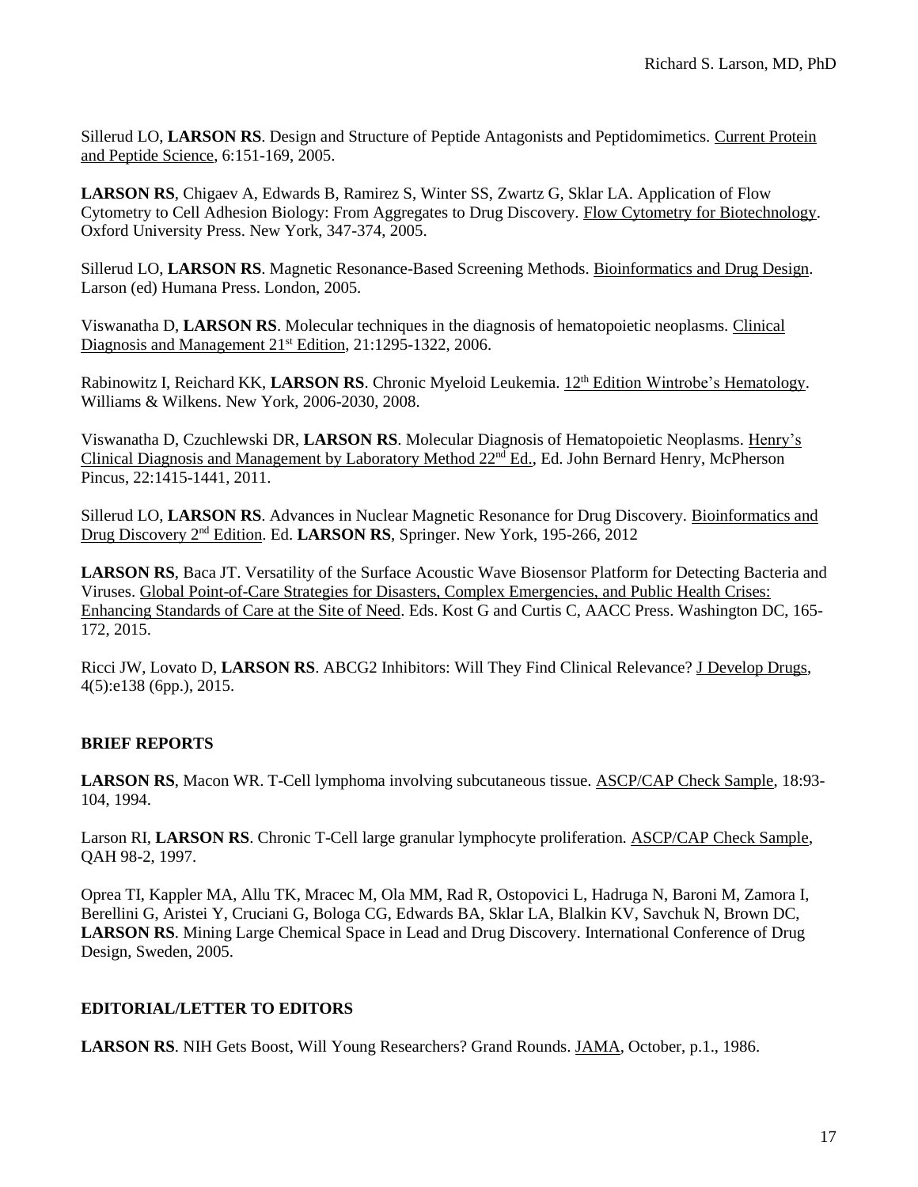Sillerud LO, **LARSON RS**. Design and Structure of Peptide Antagonists and Peptidomimetics. Current Protein and Peptide Science, 6:151-169, 2005.

**LARSON RS**, Chigaev A, Edwards B, Ramirez S, Winter SS, Zwartz G, Sklar LA. Application of Flow Cytometry to Cell Adhesion Biology: From Aggregates to Drug Discovery. Flow Cytometry for Biotechnology. Oxford University Press. New York, 347-374, 2005.

Sillerud LO, **LARSON RS**. Magnetic Resonance-Based Screening Methods. Bioinformatics and Drug Design. Larson (ed) Humana Press. London, 2005.

Viswanatha D, **LARSON RS**. Molecular techniques in the diagnosis of hematopoietic neoplasms. Clinical Diagnosis and Management 21st Edition, 21:1295-1322, 2006.

Rabinowitz I, Reichard KK, **LARSON RS**. Chronic Myeloid Leukemia. 12th Edition Wintrobe's Hematology. Williams & Wilkens. New York, 2006-2030, 2008.

Viswanatha D, Czuchlewski DR, **LARSON RS**. Molecular Diagnosis of Hematopoietic Neoplasms. Henry's Clinical Diagnosis and Management by Laboratory Method 22nd Ed., Ed. John Bernard Henry, McPherson Pincus, 22:1415-1441, 2011.

Sillerud LO, **LARSON RS**. Advances in Nuclear Magnetic Resonance for Drug Discovery. Bioinformatics and Drug Discovery 2nd Edition. Ed. **LARSON RS**, Springer. New York, 195-266, 2012

**LARSON RS**, Baca JT. Versatility of the Surface Acoustic Wave Biosensor Platform for Detecting Bacteria and Viruses. Global Point-of-Care Strategies for Disasters, Complex Emergencies, and Public Health Crises: Enhancing Standards of Care at the Site of Need. Eds. Kost G and Curtis C, AACC Press. Washington DC, 165-172, 2015.

Ricci JW, Lovato D, **LARSON RS**. ABCG2 Inhibitors: Will They Find Clinical Relevance? J Develop Drugs, 4(5):e138 (6pp.), 2015.

## BRIEF REPORTS

**LARSON RS**, Macon WR. T-Cell lymphoma involving subcutaneous tissue. ASCP/CAP Check Sample, 18:93-104, 1994.

Larson RI, **LARSON RS**. Chronic T-Cell large granular lymphocyte proliferation. ASCP/CAP Check Sample, QAH 98-2, 1997.

Oprea TI, Kappler MA, Allu TK, Mracec M, Ola MM, Rad R, Ostopovici L, Hadruga N, Baroni M, Zamora I, Berellini G, Aristei Y, Cruciani G, Bologa CG, Edwards BA, Sklar LA, Blalkin KV, Savchuk N, Brown DC, **LARSON RS**. Mining Large Chemical Space in Lead and Drug Discovery. International Conference of Drug Design, Sweden, 2005.

## EDITORIAL/LETTER TO EDITORS

**LARSON RS**. NIH Gets Boost, Will Young Researchers? Grand Rounds. JAMA, October, p.1., 1986.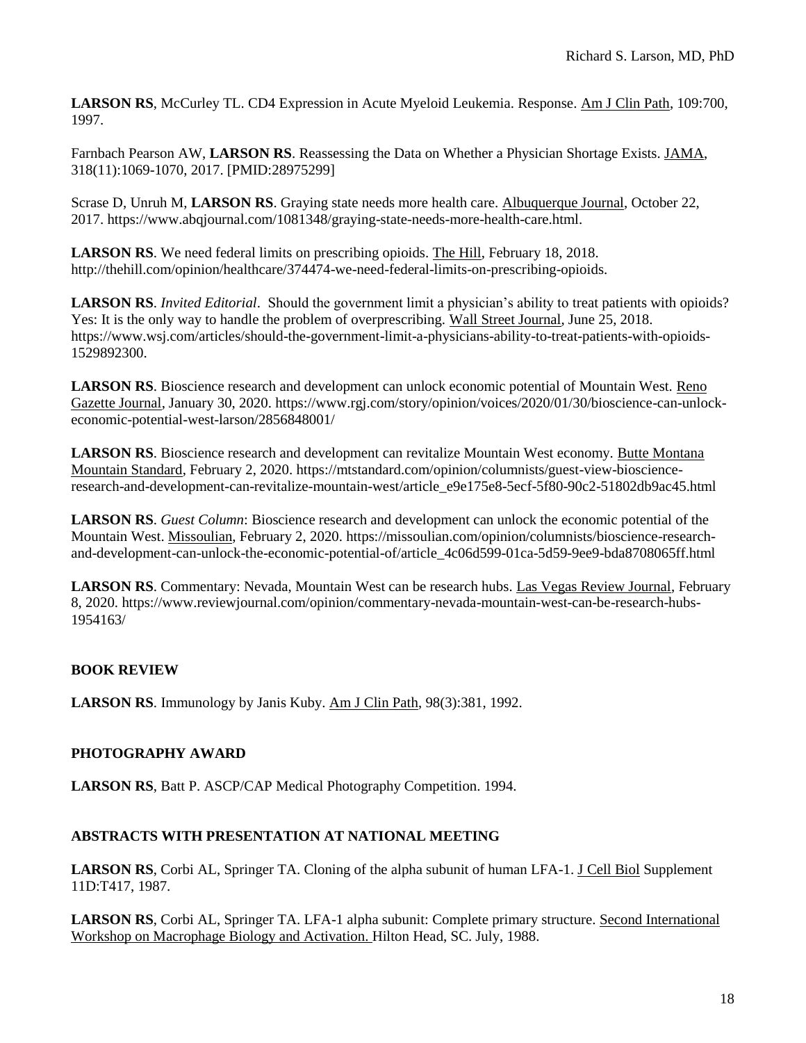**LARSON RS**, McCurley TL. CD4 Expression in Acute Myeloid Leukemia. Response. Am J Clin Path, 109:700, 1997.

Farnbach Pearson AW, **LARSON RS**. Reassessing the Data on Whether a Physician Shortage Exists. JAMA, 318(11):1069-1070, 2017. [PMID:28975299]

Scrase D, Unruh M, **LARSON RS**. Graying state needs more health care. Albuquerque Journal, October 22, 2017. https://www.abqjournal.com/1081348/graying-state-needs-more-health-care.html.

**LARSON RS**. We need federal limits on prescribing opioids. The Hill, February 18, 2018. http://thehill.com/opinion/healthcare/374474-we-need-federal-limits-on-prescribing-opioids.

**LARSON RS**. *Invited Editorial*. Should the government limit a physician's ability to treat patients with opioids? Yes: It is the only way to handle the problem of overprescribing. Wall Street Journal, June 25, 2018. https://www.wsj.com/articles/should-the-government-limit-a-physicians-ability-to-treat-patients-with-opioids-1529892300.

**LARSON RS**. Bioscience research and development can unlock economic potential of Mountain West. Reno Gazette Journal, January 30, 2020. https://www.rgj.com/story/opinion/voices/2020/01/30/bioscience-can-unlock-economic-potential-west-larson/2856848001/

**LARSON RS**. Bioscience research and development can revitalize Mountain West economy. Butte Montana Mountain Standard, February 2, 2020. https://mtstandard.com/opinion/columnists/guest-view-bioscience-research-and-development-can-revitalize-mountain-west/article_e9e175e8-5ecf-5f80-90c2-51802db9ac45.html

**LARSON RS**. *Guest Column*: Bioscience research and development can unlock the economic potential of the Mountain West. Missoulian, February 2, 2020. https://missoulian.com/opinion/columnists/bioscience-research-and-development-can-unlock-the-economic-potential-of/article_4c06d599-01ca-5d59-9ee9-bda8708065ff.html

**LARSON RS**. Commentary: Nevada, Mountain West can be research hubs. Las Vegas Review Journal, February 8, 2020. https://www.reviewjournal.com/opinion/commentary-nevada-mountain-west-can-be-research-hubs-1954163/

## BOOK REVIEW

**LARSON RS**. Immunology by Janis Kuby. Am J Clin Path, 98(3):381, 1992.

## PHOTOGRAPHY AWARD

**LARSON RS**, Batt P. ASCP/CAP Medical Photography Competition. 1994.

## ABSTRACTS WITH PRESENTATION AT NATIONAL MEETING

**LARSON RS**, Corbi AL, Springer TA. Cloning of the alpha subunit of human LFA-1. J Cell Biol Supplement 11D:T417, 1987.

**LARSON RS**, Corbi AL, Springer TA. LFA-1 alpha subunit: Complete primary structure. Second International Workshop on Macrophage Biology and Activation. Hilton Head, SC. July, 1988.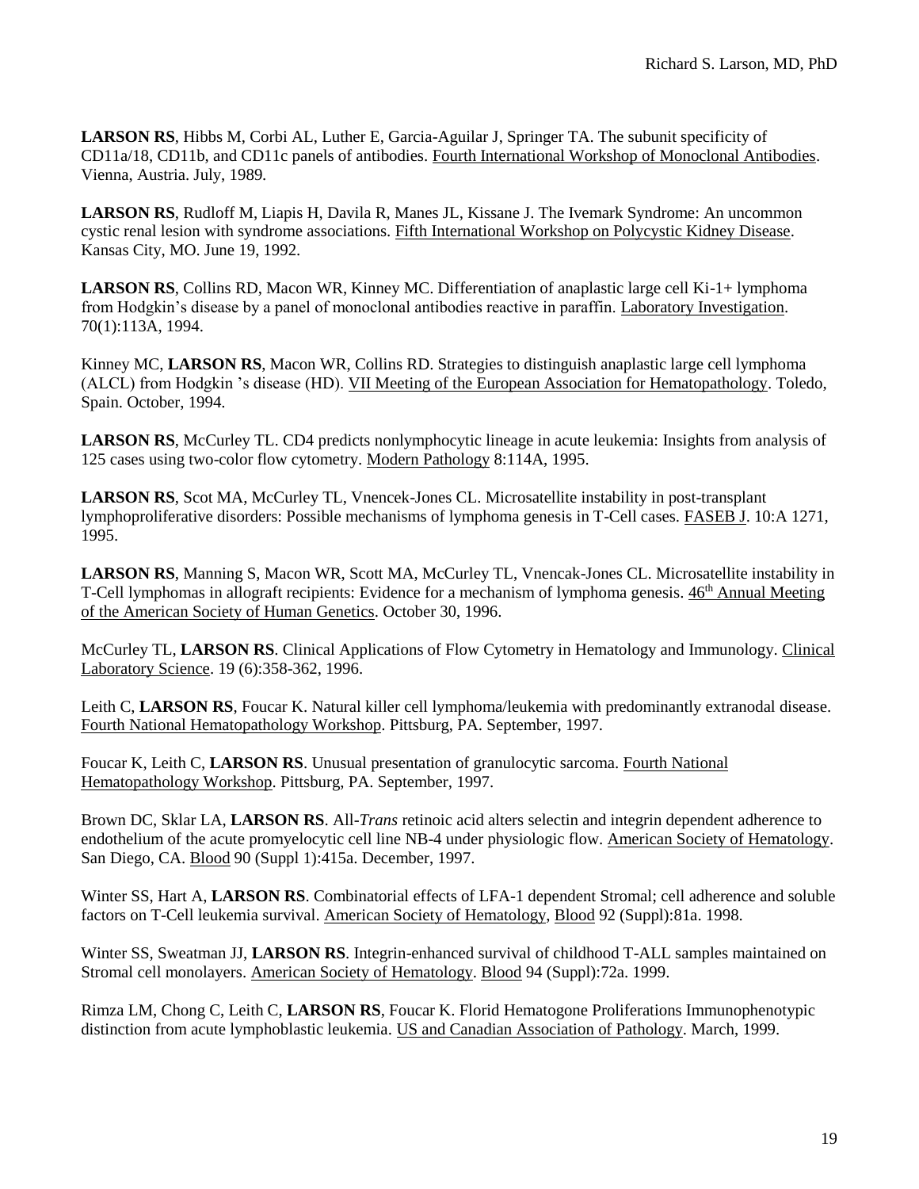**LARSON RS**, Hibbs M, Corbi AL, Luther E, Garcia-Aguilar J, Springer TA. The subunit specificity of CD11a/18, CD11b, and CD11c panels of antibodies. Fourth International Workshop of Monoclonal Antibodies. Vienna, Austria. July, 1989.

**LARSON RS**, Rudloff M, Liapis H, Davila R, Manes JL, Kissane J. The Ivemark Syndrome: An uncommon cystic renal lesion with syndrome associations. Fifth International Workshop on Polycystic Kidney Disease. Kansas City, MO. June 19, 1992.

**LARSON RS**, Collins RD, Macon WR, Kinney MC. Differentiation of anaplastic large cell Ki-1+ lymphoma from Hodgkin's disease by a panel of monoclonal antibodies reactive in paraffin. Laboratory Investigation. 70(1):113A, 1994.

Kinney MC, **LARSON RS**, Macon WR, Collins RD. Strategies to distinguish anaplastic large cell lymphoma (ALCL) from Hodgkin 's disease (HD). VII Meeting of the European Association for Hematopathology. Toledo, Spain. October, 1994.

**LARSON RS**, McCurley TL. CD4 predicts nonlymphocytic lineage in acute leukemia: Insights from analysis of 125 cases using two-color flow cytometry. Modern Pathology 8:114A, 1995.

**LARSON RS**, Scot MA, McCurley TL, Vnencek-Jones CL. Microsatellite instability in post-transplant lymphoproliferative disorders: Possible mechanisms of lymphoma genesis in T-Cell cases. FASEB J. 10:A 1271, 1995.

**LARSON RS**, Manning S, Macon WR, Scott MA, McCurley TL, Vnencak-Jones CL. Microsatellite instability in T-Cell lymphomas in allograft recipients: Evidence for a mechanism of lymphoma genesis. 46th Annual Meeting of the American Society of Human Genetics. October 30, 1996.

McCurley TL, **LARSON RS**. Clinical Applications of Flow Cytometry in Hematology and Immunology. Clinical Laboratory Science. 19 (6):358-362, 1996.

Leith C, **LARSON RS**, Foucar K. Natural killer cell lymphoma/leukemia with predominantly extranodal disease. Fourth National Hematopathology Workshop. Pittsburg, PA. September, 1997.

Foucar K, Leith C, **LARSON RS**. Unusual presentation of granulocytic sarcoma. Fourth National Hematopathology Workshop. Pittsburg, PA. September, 1997.

Brown DC, Sklar LA, **LARSON RS**. All-*Trans* retinoic acid alters selectin and integrin dependent adherence to endothelium of the acute promyelocytic cell line NB-4 under physiologic flow. American Society of Hematology. San Diego, CA. Blood 90 (Suppl 1):415a. December, 1997.

Winter SS, Hart A, **LARSON RS**. Combinatorial effects of LFA-1 dependent Stromal; cell adherence and soluble factors on T-Cell leukemia survival. American Society of Hematology, Blood 92 (Suppl):81a. 1998.

Winter SS, Sweatman JJ, **LARSON RS**. Integrin-enhanced survival of childhood T-ALL samples maintained on Stromal cell monolayers. American Society of Hematology. Blood 94 (Suppl):72a. 1999.

Rimza LM, Chong C, Leith C, **LARSON RS**, Foucar K. Florid Hematogone Proliferations Immunophenotypic distinction from acute lymphoblastic leukemia. US and Canadian Association of Pathology. March, 1999.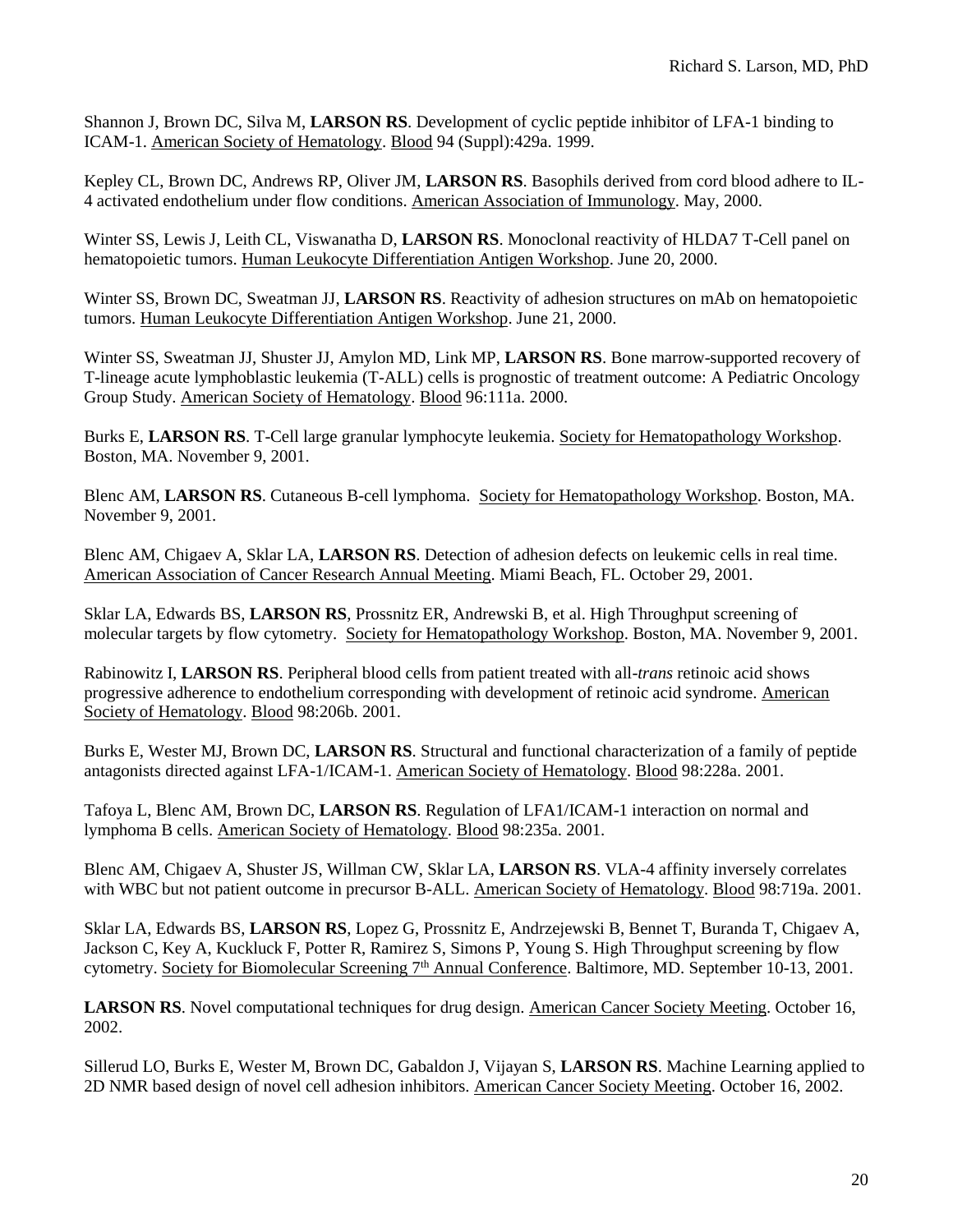Shannon J, Brown DC, Silva M, **LARSON RS**. Development of cyclic peptide inhibitor of LFA-1 binding to ICAM-1. American Society of Hematology. Blood 94 (Suppl):429a. 1999.

Kepley CL, Brown DC, Andrews RP, Oliver JM, **LARSON RS**. Basophils derived from cord blood adhere to IL-4 activated endothelium under flow conditions. American Association of Immunology. May, 2000.

Winter SS, Lewis J, Leith CL, Viswanatha D, **LARSON RS**. Monoclonal reactivity of HLDA7 T-Cell panel on hematopoietic tumors. Human Leukocyte Differentiation Antigen Workshop. June 20, 2000.

Winter SS, Brown DC, Sweatman JJ, **LARSON RS**. Reactivity of adhesion structures on mAb on hematopoietic tumors. Human Leukocyte Differentiation Antigen Workshop. June 21, 2000.

Winter SS, Sweatman JJ, Shuster JJ, Amylon MD, Link MP, **LARSON RS**. Bone marrow-supported recovery of T-lineage acute lymphoblastic leukemia (T-ALL) cells is prognostic of treatment outcome: A Pediatric Oncology Group Study. American Society of Hematology. Blood 96:111a. 2000.

Burks E, **LARSON RS**. T-Cell large granular lymphocyte leukemia. Society for Hematopathology Workshop. Boston, MA. November 9, 2001.

Blenc AM, **LARSON RS**. Cutaneous B-cell lymphoma. Society for Hematopathology Workshop. Boston, MA. November 9, 2001.

Blenc AM, Chigaev A, Sklar LA, **LARSON RS**. Detection of adhesion defects on leukemic cells in real time. American Association of Cancer Research Annual Meeting. Miami Beach, FL. October 29, 2001.

Sklar LA, Edwards BS, **LARSON RS**, Prossnitz ER, Andrewski B, et al. High Throughput screening of molecular targets by flow cytometry. Society for Hematopathology Workshop. Boston, MA. November 9, 2001.

Rabinowitz I, **LARSON RS**. Peripheral blood cells from patient treated with all-*trans* retinoic acid shows progressive adherence to endothelium corresponding with development of retinoic acid syndrome. American Society of Hematology. Blood 98:206b. 2001.

Burks E, Wester MJ, Brown DC, **LARSON RS**. Structural and functional characterization of a family of peptide antagonists directed against LFA-1/ICAM-1. American Society of Hematology. Blood 98:228a. 2001.

Tafoya L, Blenc AM, Brown DC, **LARSON RS**. Regulation of LFA1/ICAM-1 interaction on normal and lymphoma B cells. American Society of Hematology. Blood 98:235a. 2001.

Blenc AM, Chigaev A, Shuster JS, Willman CW, Sklar LA, **LARSON RS**. VLA-4 affinity inversely correlates with WBC but not patient outcome in precursor B-ALL. American Society of Hematology. Blood 98:719a. 2001.

Sklar LA, Edwards BS, **LARSON RS**, Lopez G, Prossnitz E, Andrzejewski B, Bennet T, Buranda T, Chigaev A, Jackson C, Key A, Kuckluck F, Potter R, Ramirez S, Simons P, Young S. High Throughput screening by flow cytometry. Society for Biomolecular Screening 7th Annual Conference. Baltimore, MD. September 10-13, 2001.

**LARSON RS**. Novel computational techniques for drug design. American Cancer Society Meeting. October 16, 2002.

Sillerud LO, Burks E, Wester M, Brown DC, Gabaldon J, Vijayan S, **LARSON RS**. Machine Learning applied to 2D NMR based design of novel cell adhesion inhibitors. American Cancer Society Meeting. October 16, 2002.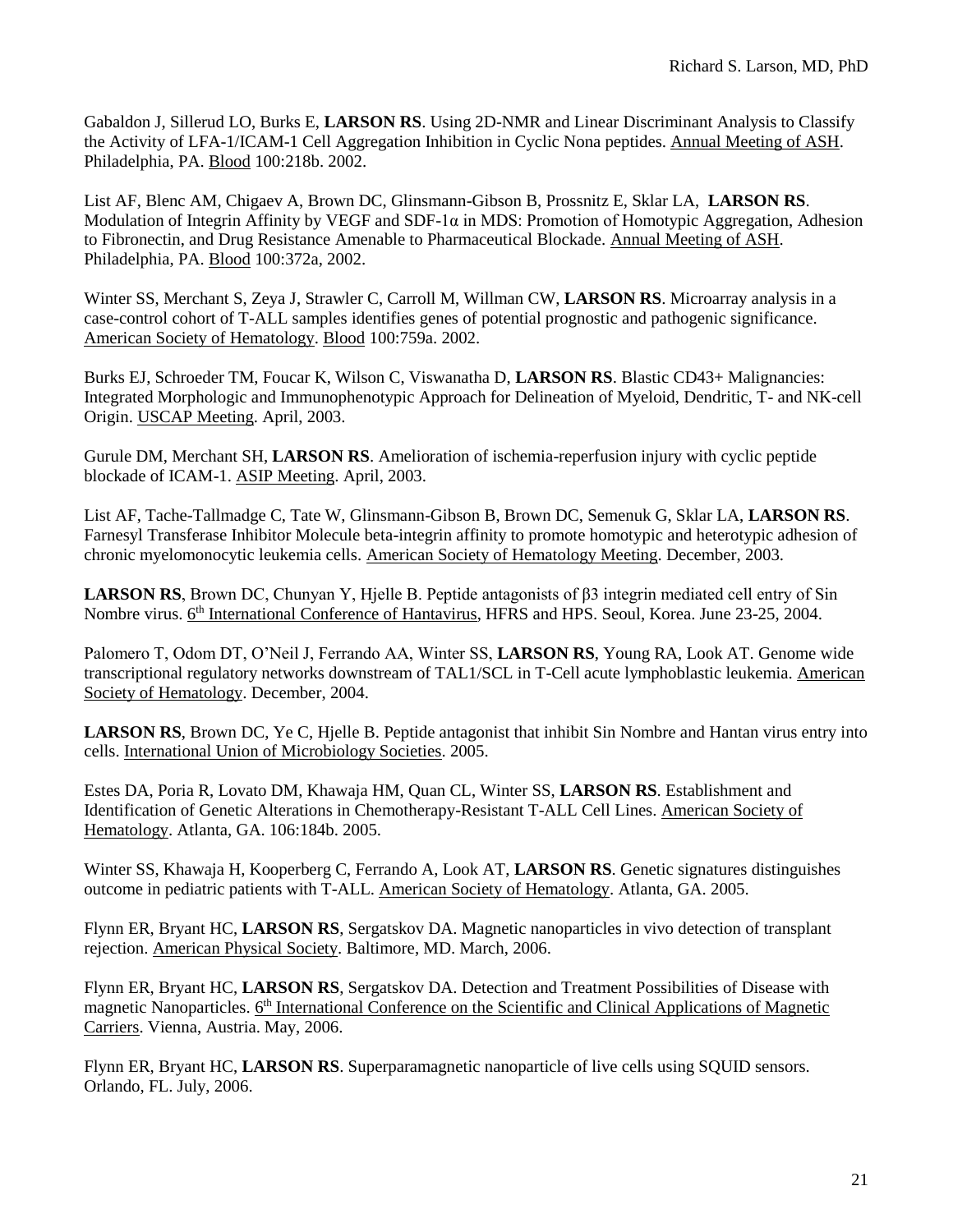Gabaldon J, Sillerud LO, Burks E, **LARSON RS**. Using 2D-NMR and Linear Discriminant Analysis to Classify the Activity of LFA-1/ICAM-1 Cell Aggregation Inhibition in Cyclic Nona peptides. Annual Meeting of ASH. Philadelphia, PA. Blood 100:218b. 2002.

List AF, Blenc AM, Chigaev A, Brown DC, Glinsmann-Gibson B, Prossnitz E, Sklar LA, **LARSON RS**. Modulation of Integrin Affinity by VEGF and SDF-1α in MDS: Promotion of Homotypic Aggregation, Adhesion to Fibronectin, and Drug Resistance Amenable to Pharmaceutical Blockade. Annual Meeting of ASH. Philadelphia, PA. Blood 100:372a, 2002.

Winter SS, Merchant S, Zeya J, Strawler C, Carroll M, Willman CW, **LARSON RS**. Microarray analysis in a case-control cohort of T-ALL samples identifies genes of potential prognostic and pathogenic significance. American Society of Hematology. Blood 100:759a. 2002.

Burks EJ, Schroeder TM, Foucar K, Wilson C, Viswanatha D, **LARSON RS**. Blastic CD43+ Malignancies: Integrated Morphologic and Immunophenotypic Approach for Delineation of Myeloid, Dendritic, T- and NK-cell Origin. USCAP Meeting. April, 2003.

Gurule DM, Merchant SH, **LARSON RS**. Amelioration of ischemia-reperfusion injury with cyclic peptide blockade of ICAM-1. ASIP Meeting. April, 2003.

List AF, Tache-Tallmadge C, Tate W, Glinsmann-Gibson B, Brown DC, Semenuk G, Sklar LA, **LARSON RS**. Farnesyl Transferase Inhibitor Molecule beta-integrin affinity to promote homotypic and heterotypic adhesion of chronic myelomonocytic leukemia cells. American Society of Hematology Meeting. December, 2003.

**LARSON RS**, Brown DC, Chunyan Y, Hjelle B. Peptide antagonists of β3 integrin mediated cell entry of Sin Nombre virus. 6th International Conference of Hantavirus, HFRS and HPS. Seoul, Korea. June 23-25, 2004.

Palomero T, Odom DT, O'Neil J, Ferrando AA, Winter SS, **LARSON RS**, Young RA, Look AT. Genome wide transcriptional regulatory networks downstream of TAL1/SCL in T-Cell acute lymphoblastic leukemia. American Society of Hematology. December, 2004.

**LARSON RS**, Brown DC, Ye C, Hjelle B. Peptide antagonist that inhibit Sin Nombre and Hantan virus entry into cells. International Union of Microbiology Societies. 2005.

Estes DA, Poria R, Lovato DM, Khawaja HM, Quan CL, Winter SS, **LARSON RS**. Establishment and Identification of Genetic Alterations in Chemotherapy-Resistant T-ALL Cell Lines. American Society of Hematology. Atlanta, GA. 106:184b. 2005.

Winter SS, Khawaja H, Kooperberg C, Ferrando A, Look AT, **LARSON RS**. Genetic signatures distinguishes outcome in pediatric patients with T-ALL. American Society of Hematology. Atlanta, GA. 2005.

Flynn ER, Bryant HC, **LARSON RS**, Sergatskov DA. Magnetic nanoparticles in vivo detection of transplant rejection. American Physical Society. Baltimore, MD. March, 2006.

Flynn ER, Bryant HC, **LARSON RS**, Sergatskov DA. Detection and Treatment Possibilities of Disease with magnetic Nanoparticles. 6th International Conference on the Scientific and Clinical Applications of Magnetic Carriers. Vienna, Austria. May, 2006.

Flynn ER, Bryant HC, **LARSON RS**. Superparamagnetic nanoparticle of live cells using SQUID sensors. Orlando, FL. July, 2006.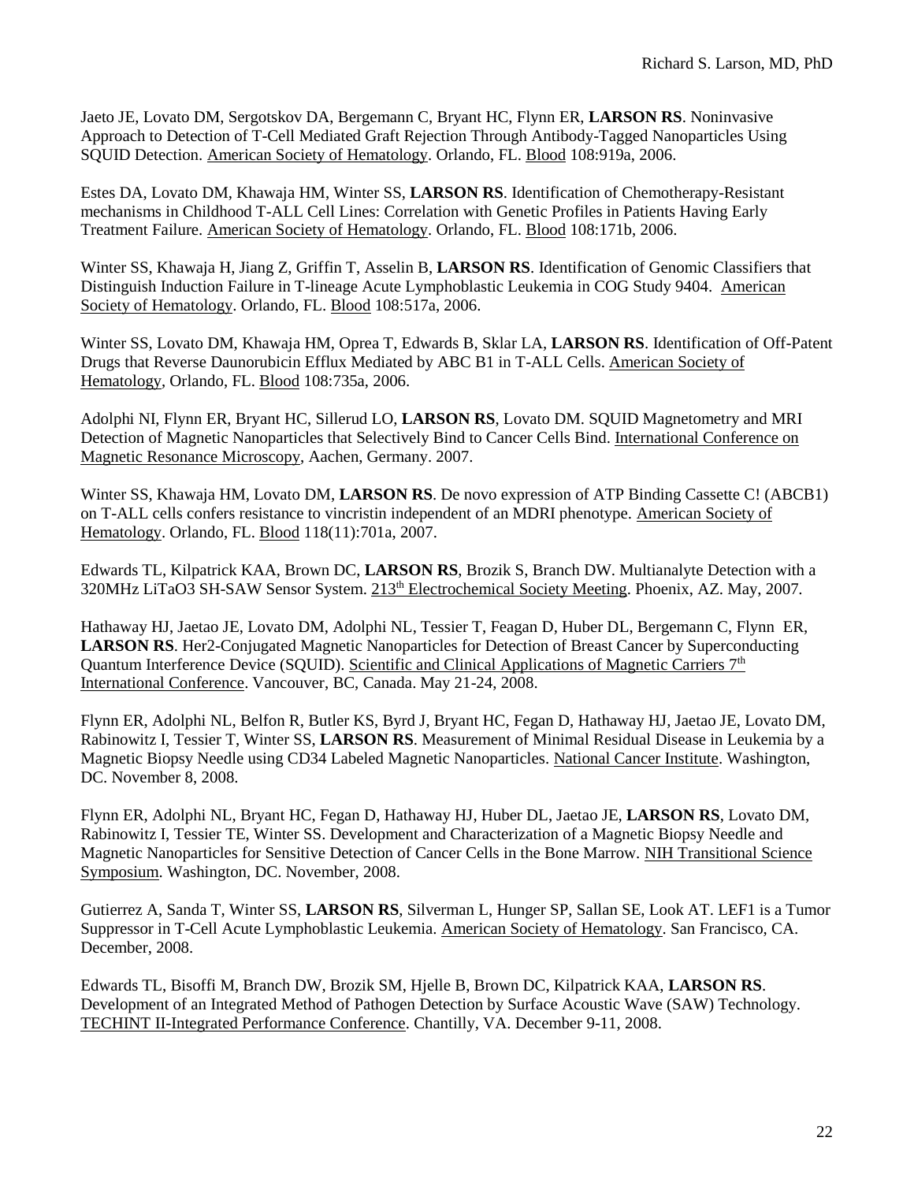Jaeto JE, Lovato DM, Sergotskov DA, Bergemann C, Bryant HC, Flynn ER, **LARSON RS**. Noninvasive Approach to Detection of T-Cell Mediated Graft Rejection Through Antibody-Tagged Nanoparticles Using SQUID Detection. American Society of Hematology. Orlando, FL. Blood 108:919a, 2006.

Estes DA, Lovato DM, Khawaja HM, Winter SS, **LARSON RS**. Identification of Chemotherapy-Resistant mechanisms in Childhood T-ALL Cell Lines: Correlation with Genetic Profiles in Patients Having Early Treatment Failure. American Society of Hematology. Orlando, FL. Blood 108:171b, 2006.

Winter SS, Khawaja H, Jiang Z, Griffin T, Asselin B, **LARSON RS**. Identification of Genomic Classifiers that Distinguish Induction Failure in T-lineage Acute Lymphoblastic Leukemia in COG Study 9404. American Society of Hematology. Orlando, FL. Blood 108:517a, 2006.

Winter SS, Lovato DM, Khawaja HM, Oprea T, Edwards B, Sklar LA, **LARSON RS**. Identification of Off-Patent Drugs that Reverse Daunorubicin Efflux Mediated by ABC B1 in T-ALL Cells. American Society of Hematology, Orlando, FL. Blood 108:735a, 2006.

Adolphi NI, Flynn ER, Bryant HC, Sillerud LO, **LARSON RS**, Lovato DM. SQUID Magnetometry and MRI Detection of Magnetic Nanoparticles that Selectively Bind to Cancer Cells Bind. International Conference on Magnetic Resonance Microscopy, Aachen, Germany. 2007.

Winter SS, Khawaja HM, Lovato DM, **LARSON RS**. De novo expression of ATP Binding Cassette C! (ABCB1) on T-ALL cells confers resistance to vincristin independent of an MDRI phenotype. American Society of Hematology. Orlando, FL. Blood 118(11):701a, 2007.

Edwards TL, Kilpatrick KAA, Brown DC, **LARSON RS**, Brozik S, Branch DW. Multianalyte Detection with a 320MHz LiTaO3 SH-SAW Sensor System. 213th Electrochemical Society Meeting. Phoenix, AZ. May, 2007.

Hathaway HJ, Jaetao JE, Lovato DM, Adolphi NL, Tessier T, Feagan D, Huber DL, Bergemann C, Flynn ER, **LARSON RS**. Her2-Conjugated Magnetic Nanoparticles for Detection of Breast Cancer by Superconducting Quantum Interference Device (SQUID). Scientific and Clinical Applications of Magnetic Carriers 7th International Conference. Vancouver, BC, Canada. May 21-24, 2008.

Flynn ER, Adolphi NL, Belfon R, Butler KS, Byrd J, Bryant HC, Fegan D, Hathaway HJ, Jaetao JE, Lovato DM, Rabinowitz I, Tessier T, Winter SS, **LARSON RS**. Measurement of Minimal Residual Disease in Leukemia by a Magnetic Biopsy Needle using CD34 Labeled Magnetic Nanoparticles. National Cancer Institute. Washington, DC. November 8, 2008.

Flynn ER, Adolphi NL, Bryant HC, Fegan D, Hathaway HJ, Huber DL, Jaetao JE, **LARSON RS**, Lovato DM, Rabinowitz I, Tessier TE, Winter SS. Development and Characterization of a Magnetic Biopsy Needle and Magnetic Nanoparticles for Sensitive Detection of Cancer Cells in the Bone Marrow. NIH Transitional Science Symposium. Washington, DC. November, 2008.

Gutierrez A, Sanda T, Winter SS, **LARSON RS**, Silverman L, Hunger SP, Sallan SE, Look AT. LEF1 is a Tumor Suppressor in T-Cell Acute Lymphoblastic Leukemia. American Society of Hematology. San Francisco, CA. December, 2008.

Edwards TL, Bisoffi M, Branch DW, Brozik SM, Hjelle B, Brown DC, Kilpatrick KAA, **LARSON RS**. Development of an Integrated Method of Pathogen Detection by Surface Acoustic Wave (SAW) Technology. TECHINT II-Integrated Performance Conference. Chantilly, VA. December 9-11, 2008.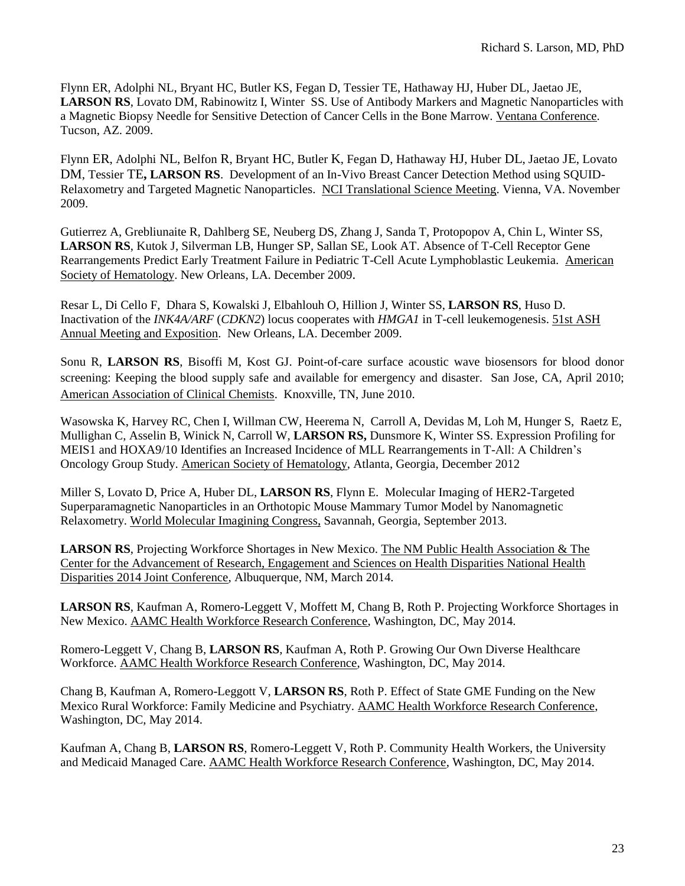Flynn ER, Adolphi NL, Bryant HC, Butler KS, Fegan D, Tessier TE, Hathaway HJ, Huber DL, Jaetao JE, **LARSON RS**, Lovato DM, Rabinowitz I, Winter SS. Use of Antibody Markers and Magnetic Nanoparticles with a Magnetic Biopsy Needle for Sensitive Detection of Cancer Cells in the Bone Marrow. Ventana Conference. Tucson, AZ. 2009.

Flynn ER, Adolphi NL, Belfon R, Bryant HC, Butler K, Fegan D, Hathaway HJ, Huber DL, Jaetao JE, Lovato DM, Tessier TE**, LARSON RS**. Development of an In-Vivo Breast Cancer Detection Method using SQUID-Relaxometry and Targeted Magnetic Nanoparticles. NCI Translational Science Meeting. Vienna, VA. November 2009.

Gutierrez A, Grebliunaite R, Dahlberg SE, Neuberg DS, Zhang J, Sanda T, Protopopov A, Chin L, Winter SS, **LARSON RS**, Kutok J, Silverman LB, Hunger SP, Sallan SE, Look AT. Absence of T-Cell Receptor Gene Rearrangements Predict Early Treatment Failure in Pediatric T-Cell Acute Lymphoblastic Leukemia. American Society of Hematology. New Orleans, LA. December 2009.

Resar L, Di Cello F, Dhara S, Kowalski J, Elbahlouh O, Hillion J, Winter SS, **LARSON RS**, Huso D. Inactivation of the *INK4A/ARF* (*CDKN2*) locus cooperates with *HMGA1* in T-cell leukemogenesis. 51st ASH Annual Meeting and Exposition. New Orleans, LA. December 2009.

Sonu R, **LARSON RS**, Bisoffi M, Kost GJ. Point-of-care surface acoustic wave biosensors for blood donor screening: Keeping the blood supply safe and available for emergency and disaster. San Jose, CA, April 2010; American Association of Clinical Chemists. Knoxville, TN, June 2010.

Wasowska K, Harvey RC, Chen I, Willman CW, Heerema N, Carroll A, Devidas M, Loh M, Hunger S, Raetz E, Mullighan C, Asselin B, Winick N, Carroll W, **LARSON RS,** Dunsmore K, Winter SS. Expression Profiling for MEIS1 and HOXA9/10 Identifies an Increased Incidence of MLL Rearrangements in T-All: A Children's Oncology Group Study. American Society of Hematology, Atlanta, Georgia, December 2012

Miller S, Lovato D, Price A, Huber DL, **LARSON RS**, Flynn E. Molecular Imaging of HER2-Targeted Superparamagnetic Nanoparticles in an Orthotopic Mouse Mammary Tumor Model by Nanomagnetic Relaxometry. World Molecular Imagining Congress, Savannah, Georgia, September 2013.

**LARSON RS**, Projecting Workforce Shortages in New Mexico. The NM Public Health Association & The Center for the Advancement of Research, Engagement and Sciences on Health Disparities National Health Disparities 2014 Joint Conference, Albuquerque, NM, March 2014.

**LARSON RS**, Kaufman A, Romero-Leggett V, Moffett M, Chang B, Roth P. Projecting Workforce Shortages in New Mexico. AAMC Health Workforce Research Conference, Washington, DC, May 2014.

Romero-Leggett V, Chang B, **LARSON RS**, Kaufman A, Roth P. Growing Our Own Diverse Healthcare Workforce. AAMC Health Workforce Research Conference, Washington, DC, May 2014.

Chang B, Kaufman A, Romero-Leggott V, **LARSON RS**, Roth P. Effect of State GME Funding on the New Mexico Rural Workforce: Family Medicine and Psychiatry. AAMC Health Workforce Research Conference, Washington, DC, May 2014.

Kaufman A, Chang B, **LARSON RS**, Romero-Leggett V, Roth P. Community Health Workers, the University and Medicaid Managed Care. AAMC Health Workforce Research Conference, Washington, DC, May 2014.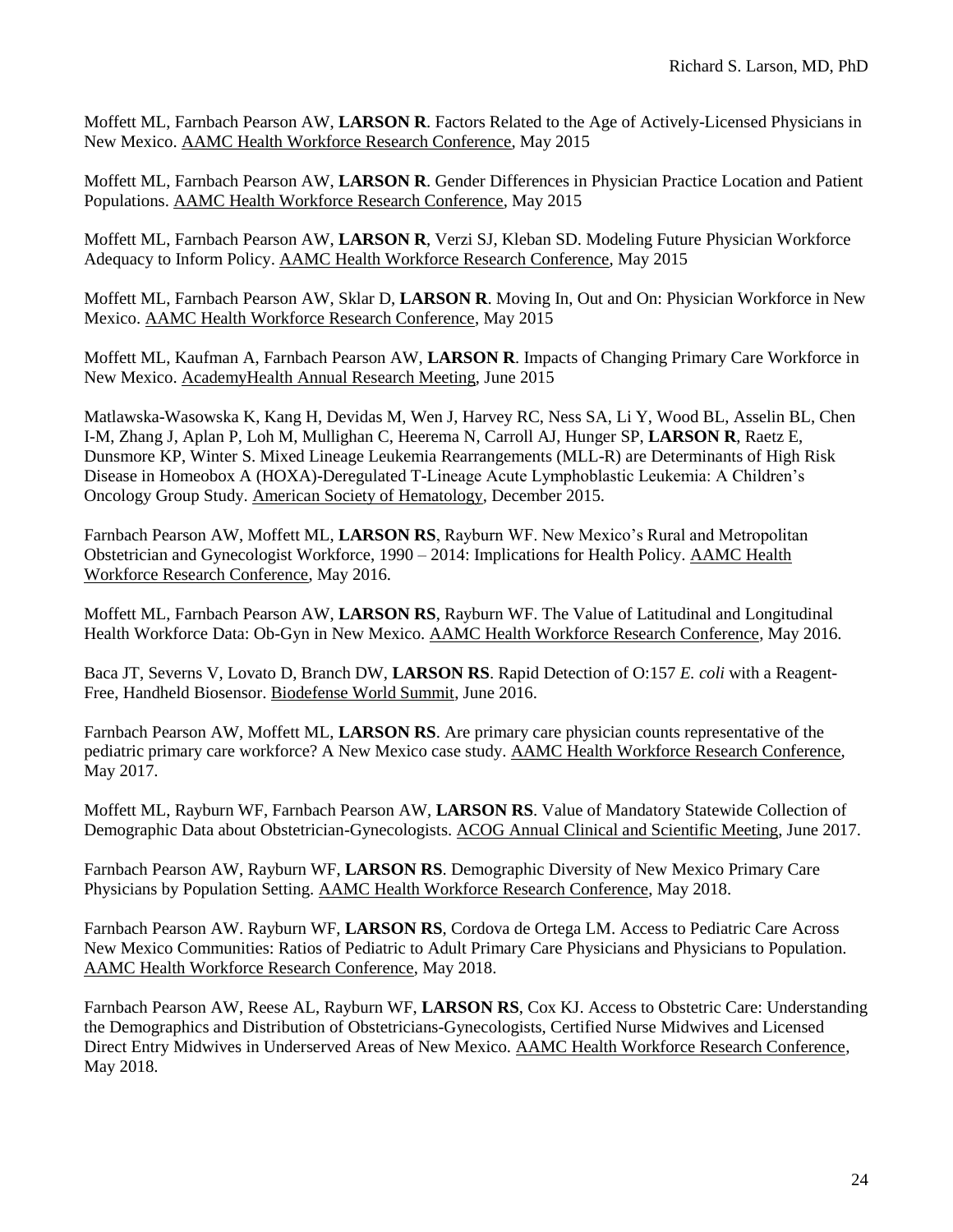Moffett ML, Farnbach Pearson AW, **LARSON R**. Factors Related to the Age of Actively-Licensed Physicians in New Mexico. AAMC Health Workforce Research Conference, May 2015

Moffett ML, Farnbach Pearson AW, **LARSON R**. Gender Differences in Physician Practice Location and Patient Populations. AAMC Health Workforce Research Conference, May 2015

Moffett ML, Farnbach Pearson AW, **LARSON R**, Verzi SJ, Kleban SD. Modeling Future Physician Workforce Adequacy to Inform Policy. AAMC Health Workforce Research Conference, May 2015

Moffett ML, Farnbach Pearson AW, Sklar D, **LARSON R**. Moving In, Out and On: Physician Workforce in New Mexico. AAMC Health Workforce Research Conference, May 2015

Moffett ML, Kaufman A, Farnbach Pearson AW, **LARSON R**. Impacts of Changing Primary Care Workforce in New Mexico. AcademyHealth Annual Research Meeting, June 2015

Matlawska-Wasowska K, Kang H, Devidas M, Wen J, Harvey RC, Ness SA, Li Y, Wood BL, Asselin BL, Chen I-M, Zhang J, Aplan P, Loh M, Mullighan C, Heerema N, Carroll AJ, Hunger SP, **LARSON R**, Raetz E, Dunsmore KP, Winter S. Mixed Lineage Leukemia Rearrangements (MLL-R) are Determinants of High Risk Disease in Homeobox A (HOXA)-Deregulated T-Lineage Acute Lymphoblastic Leukemia: A Children's Oncology Group Study. American Society of Hematology, December 2015.

Farnbach Pearson AW, Moffett ML, **LARSON RS**, Rayburn WF. New Mexico's Rural and Metropolitan Obstetrician and Gynecologist Workforce, 1990 – 2014: Implications for Health Policy. AAMC Health Workforce Research Conference, May 2016.

Moffett ML, Farnbach Pearson AW, **LARSON RS**, Rayburn WF. The Value of Latitudinal and Longitudinal Health Workforce Data: Ob-Gyn in New Mexico. AAMC Health Workforce Research Conference, May 2016.

Baca JT, Severns V, Lovato D, Branch DW, **LARSON RS**. Rapid Detection of O:157 *E. coli* with a Reagent-Free, Handheld Biosensor. Biodefense World Summit, June 2016.

Farnbach Pearson AW, Moffett ML, **LARSON RS**. Are primary care physician counts representative of the pediatric primary care workforce? A New Mexico case study. AAMC Health Workforce Research Conference, May 2017.

Moffett ML, Rayburn WF, Farnbach Pearson AW, **LARSON RS**. Value of Mandatory Statewide Collection of Demographic Data about Obstetrician-Gynecologists. ACOG Annual Clinical and Scientific Meeting, June 2017.

Farnbach Pearson AW, Rayburn WF, **LARSON RS**. Demographic Diversity of New Mexico Primary Care Physicians by Population Setting. AAMC Health Workforce Research Conference, May 2018.

Farnbach Pearson AW. Rayburn WF, **LARSON RS**, Cordova de Ortega LM. Access to Pediatric Care Across New Mexico Communities: Ratios of Pediatric to Adult Primary Care Physicians and Physicians to Population. AAMC Health Workforce Research Conference, May 2018.

Farnbach Pearson AW, Reese AL, Rayburn WF, **LARSON RS**, Cox KJ. Access to Obstetric Care: Understanding the Demographics and Distribution of Obstetricians-Gynecologists, Certified Nurse Midwives and Licensed Direct Entry Midwives in Underserved Areas of New Mexico. AAMC Health Workforce Research Conference, May 2018.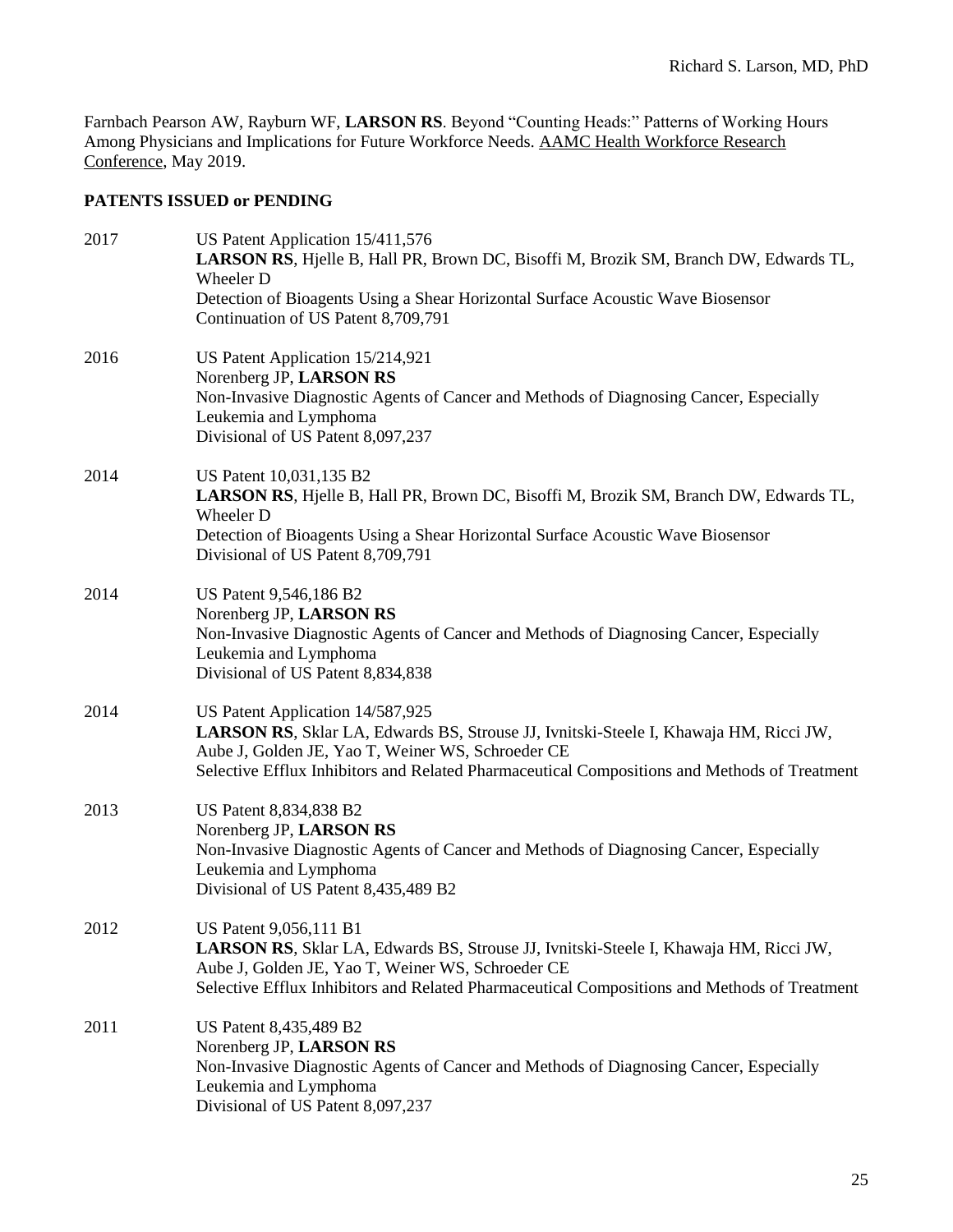Farnbach Pearson AW, Rayburn WF, **LARSON RS**. Beyond "Counting Heads:" Patterns of Working Hours Among Physicians and Implications for Future Workforce Needs. AAMC Health Workforce Research Conference, May 2019.

**PATENTS ISSUED or PENDING**

2017 US Patent Application 15/411,576
**LARSON RS**, Hjelle B, Hall PR, Brown DC, Bisoffi M, Brozik SM, Branch DW, Edwards TL, Wheeler D
Detection of Bioagents Using a Shear Horizontal Surface Acoustic Wave Biosensor
Continuation of US Patent 8,709,791

2016 US Patent Application 15/214,921
Norenberg JP, **LARSON RS**
Non-Invasive Diagnostic Agents of Cancer and Methods of Diagnosing Cancer, Especially Leukemia and Lymphoma
Divisional of US Patent 8,097,237

2014 US Patent 10,031,135 B2
**LARSON RS**, Hjelle B, Hall PR, Brown DC, Bisoffi M, Brozik SM, Branch DW, Edwards TL, Wheeler D
Detection of Bioagents Using a Shear Horizontal Surface Acoustic Wave Biosensor
Divisional of US Patent 8,709,791

2014 US Patent 9,546,186 B2
Norenberg JP, **LARSON RS**
Non-Invasive Diagnostic Agents of Cancer and Methods of Diagnosing Cancer, Especially Leukemia and Lymphoma
Divisional of US Patent 8,834,838

2014 US Patent Application 14/587,925
**LARSON RS**, Sklar LA, Edwards BS, Strouse JJ, Ivnitski-Steele I, Khawaja HM, Ricci JW, Aube J, Golden JE, Yao T, Weiner WS, Schroeder CE
Selective Efflux Inhibitors and Related Pharmaceutical Compositions and Methods of Treatment

2013 US Patent 8,834,838 B2
Norenberg JP, **LARSON RS**
Non-Invasive Diagnostic Agents of Cancer and Methods of Diagnosing Cancer, Especially Leukemia and Lymphoma
Divisional of US Patent 8,435,489 B2

2012 US Patent 9,056,111 B1
**LARSON RS**, Sklar LA, Edwards BS, Strouse JJ, Ivnitski-Steele I, Khawaja HM, Ricci JW, Aube J, Golden JE, Yao T, Weiner WS, Schroeder CE
Selective Efflux Inhibitors and Related Pharmaceutical Compositions and Methods of Treatment

2011 US Patent 8,435,489 B2
Norenberg JP, **LARSON RS**
Non-Invasive Diagnostic Agents of Cancer and Methods of Diagnosing Cancer, Especially Leukemia and Lymphoma
Divisional of US Patent 8,097,237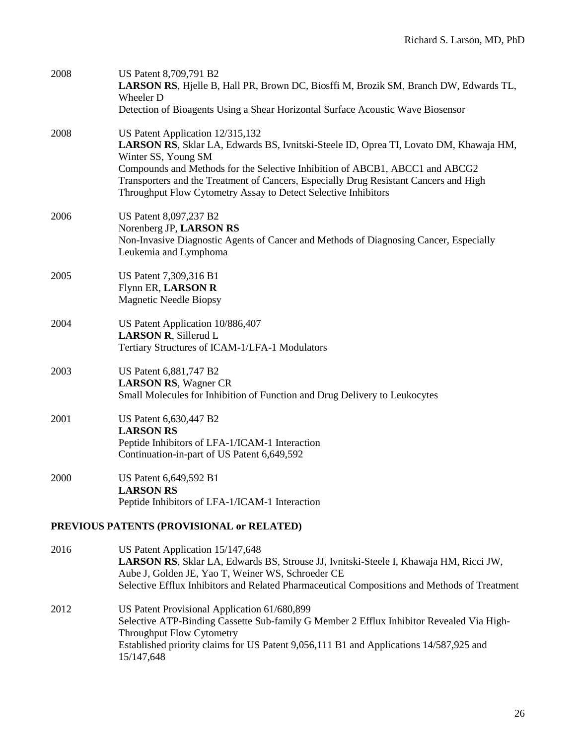2008 US Patent 8,709,791 B2
**LARSON RS**, Hjelle B, Hall PR, Brown DC, Biosffi M, Brozik SM, Branch DW, Edwards TL, Wheeler D
Detection of Bioagents Using a Shear Horizontal Surface Acoustic Wave Biosensor

2008 US Patent Application 12/315,132
**LARSON RS**, Sklar LA, Edwards BS, Ivnitski-Steele ID, Oprea TI, Lovato DM, Khawaja HM, Winter SS, Young SM
Compounds and Methods for the Selective Inhibition of ABCB1, ABCC1 and ABCG2 Transporters and the Treatment of Cancers, Especially Drug Resistant Cancers and High Throughput Flow Cytometry Assay to Detect Selective Inhibitors

2006 US Patent 8,097,237 B2
Norenberg JP, **LARSON RS**
Non-Invasive Diagnostic Agents of Cancer and Methods of Diagnosing Cancer, Especially Leukemia and Lymphoma

2005 US Patent 7,309,316 B1
Flynn ER, **LARSON R**
Magnetic Needle Biopsy

2004 US Patent Application 10/886,407
**LARSON R**, Sillerud L
Tertiary Structures of ICAM-1/LFA-1 Modulators

2003 US Patent 6,881,747 B2
**LARSON RS**, Wagner CR
Small Molecules for Inhibition of Function and Drug Delivery to Leukocytes

2001 US Patent 6,630,447 B2
**LARSON RS**
Peptide Inhibitors of LFA-1/ICAM-1 Interaction
Continuation-in-part of US Patent 6,649,592

2000 US Patent 6,649,592 B1
**LARSON RS**
Peptide Inhibitors of LFA-1/ICAM-1 Interaction

## PREVIOUS PATENTS (PROVISIONAL or RELATED)

2016 US Patent Application 15/147,648
**LARSON RS**, Sklar LA, Edwards BS, Strouse JJ, Ivnitski-Steele I, Khawaja HM, Ricci JW, Aube J, Golden JE, Yao T, Weiner WS, Schroeder CE
Selective Efflux Inhibitors and Related Pharmaceutical Compositions and Methods of Treatment

2012 US Patent Provisional Application 61/680,899
Selective ATP-Binding Cassette Sub-family G Member 2 Efflux Inhibitor Revealed Via High-Throughput Flow Cytometry
Established priority claims for US Patent 9,056,111 B1 and Applications 14/587,925 and 15/147,648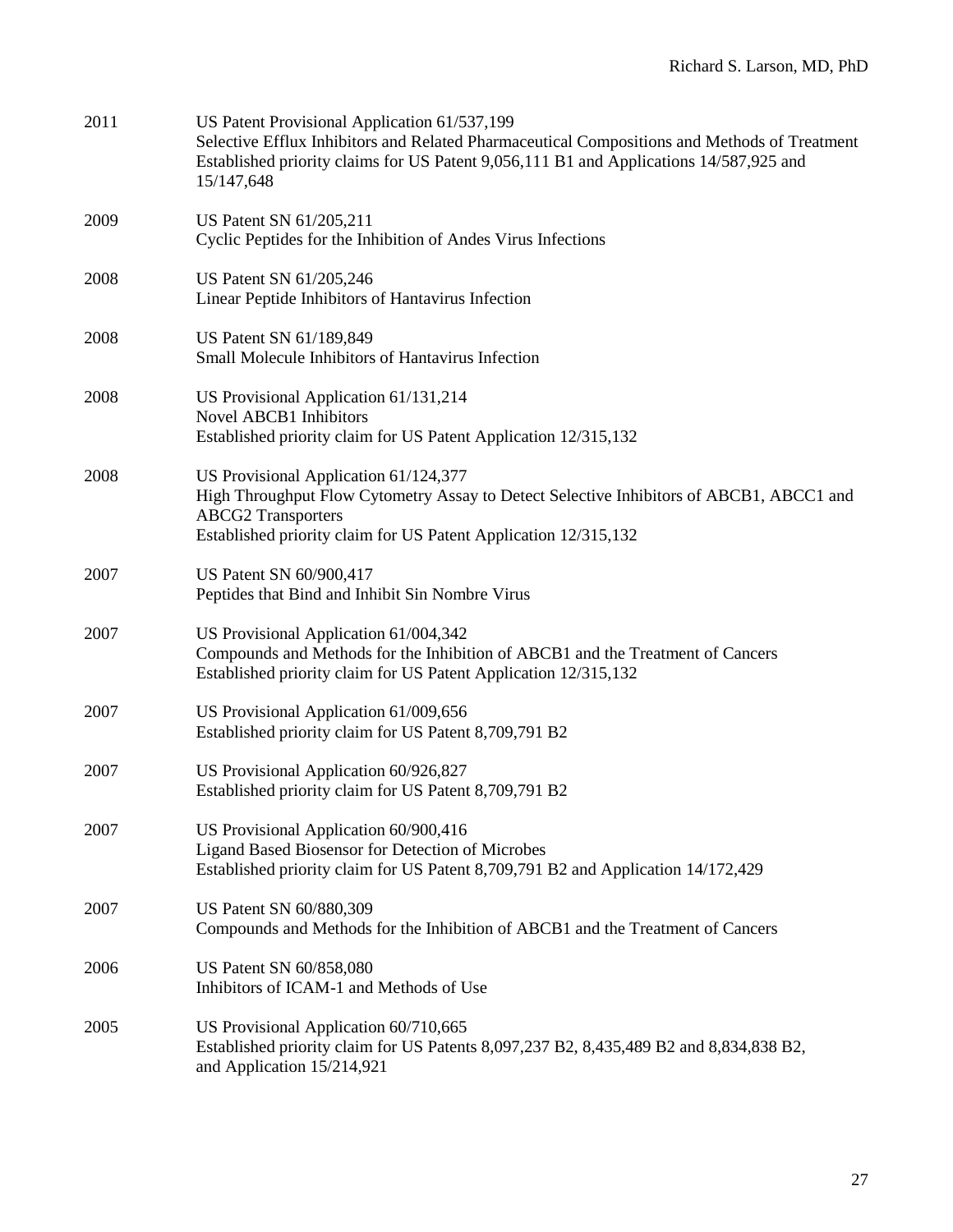| | |
|---|---|
| 2011 | US Patent Provisional Application 61/537,199<br>Selective Efflux Inhibitors and Related Pharmaceutical Compositions and Methods of Treatment<br>Established priority claims for US Patent 9,056,111 B1 and Applications 14/587,925 and 15/147,648 |
| 2009 | US Patent SN 61/205,211<br>Cyclic Peptides for the Inhibition of Andes Virus Infections |
| 2008 | US Patent SN 61/205,246<br>Linear Peptide Inhibitors of Hantavirus Infection |
| 2008 | US Patent SN 61/189,849<br>Small Molecule Inhibitors of Hantavirus Infection |
| 2008 | US Provisional Application 61/131,214<br>Novel ABCB1 Inhibitors<br>Established priority claim for US Patent Application 12/315,132 |
| 2008 | US Provisional Application 61/124,377<br>High Throughput Flow Cytometry Assay to Detect Selective Inhibitors of ABCB1, ABCC1 and ABCG2 Transporters<br>Established priority claim for US Patent Application 12/315,132 |
| 2007 | US Patent SN 60/900,417<br>Peptides that Bind and Inhibit Sin Nombre Virus |
| 2007 | US Provisional Application 61/004,342<br>Compounds and Methods for the Inhibition of ABCB1 and the Treatment of Cancers<br>Established priority claim for US Patent Application 12/315,132 |
| 2007 | US Provisional Application 61/009,656<br>Established priority claim for US Patent 8,709,791 B2 |
| 2007 | US Provisional Application 60/926,827<br>Established priority claim for US Patent 8,709,791 B2 |
| 2007 | US Provisional Application 60/900,416<br>Ligand Based Biosensor for Detection of Microbes<br>Established priority claim for US Patent 8,709,791 B2 and Application 14/172,429 |
| 2007 | US Patent SN 60/880,309<br>Compounds and Methods for the Inhibition of ABCB1 and the Treatment of Cancers |
| 2006 | US Patent SN 60/858,080<br>Inhibitors of ICAM-1 and Methods of Use |
| 2005 | US Provisional Application 60/710,665<br>Established priority claim for US Patents 8,097,237 B2, 8,435,489 B2 and 8,834,838 B2, and Application 15/214,921 |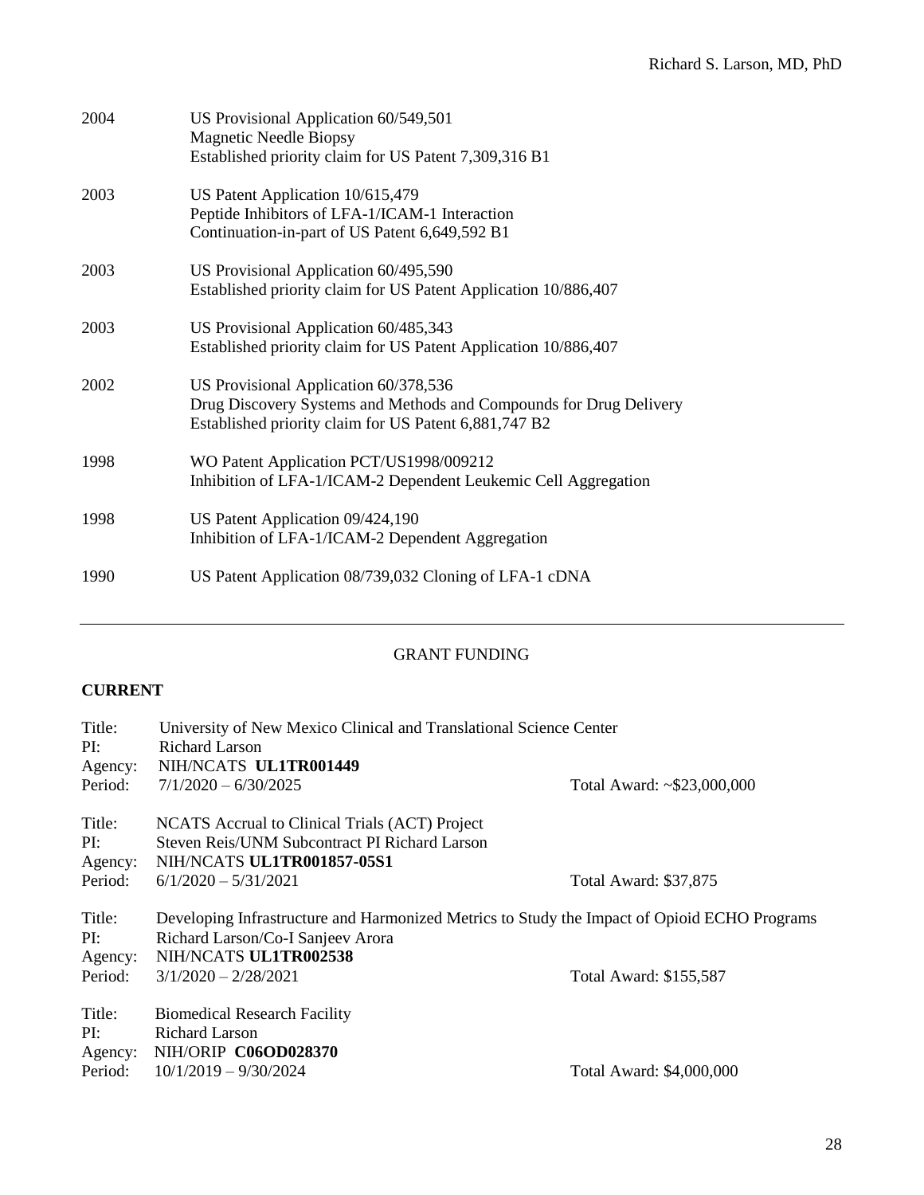2004 US Provisional Application 60/549,501
Magnetic Needle Biopsy
Established priority claim for US Patent 7,309,316 B1

2003 US Patent Application 10/615,479
Peptide Inhibitors of LFA-1/ICAM-1 Interaction
Continuation-in-part of US Patent 6,649,592 B1

2003 US Provisional Application 60/495,590
Established priority claim for US Patent Application 10/886,407

2003 US Provisional Application 60/485,343
Established priority claim for US Patent Application 10/886,407

2002 US Provisional Application 60/378,536
Drug Discovery Systems and Methods and Compounds for Drug Delivery
Established priority claim for US Patent 6,881,747 B2

1998 WO Patent Application PCT/US1998/009212
Inhibition of LFA-1/ICAM-2 Dependent Leukemic Cell Aggregation

1998 US Patent Application 09/424,190
Inhibition of LFA-1/ICAM-2 Dependent Aggregation

1990 US Patent Application 08/739,032 Cloning of LFA-1 cDNA

---

## GRANT FUNDING

**CURRENT**

Title: University of New Mexico Clinical and Translational Science Center
PI: Richard Larson
Agency: NIH/NCATS **UL1TR001449**
Period: 7/1/2020 – 6/30/2025 Total Award: ~$23,000,000

Title: NCATS Accrual to Clinical Trials (ACT) Project
PI: Steven Reis/UNM Subcontract PI Richard Larson
Agency: NIH/NCATS **UL1TR001857-05S1**
Period: 6/1/2020 – 5/31/2021 Total Award: $37,875

Title: Developing Infrastructure and Harmonized Metrics to Study the Impact of Opioid ECHO Programs
PI: Richard Larson/Co-I Sanjeev Arora
Agency: NIH/NCATS **UL1TR002538**
Period: 3/1/2020 – 2/28/2021 Total Award: $155,587

Title: Biomedical Research Facility
PI: Richard Larson
Agency: NIH/ORIP **C06OD028370**
Period: 10/1/2019 – 9/30/2024 Total Award: $4,000,000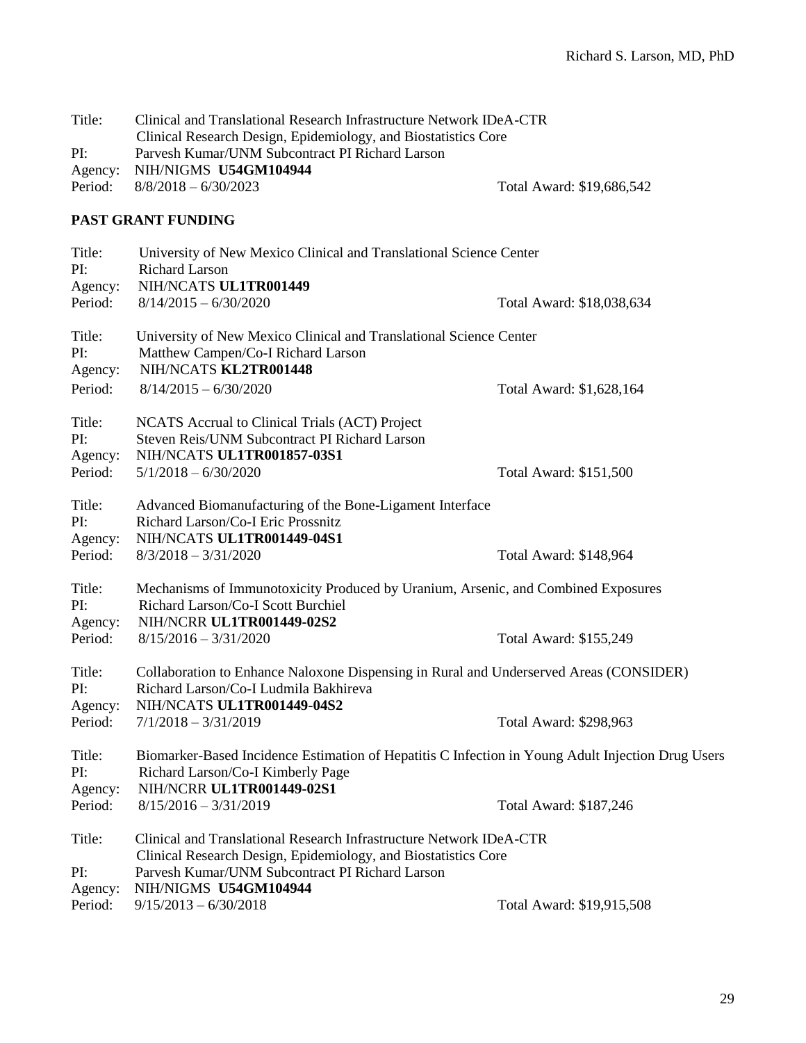Title: Clinical and Translational Research Infrastructure Network IDeA-CTR
Clinical Research Design, Epidemiology, and Biostatistics Core
PI: Parvesh Kumar/UNM Subcontract PI Richard Larson
Agency: NIH/NIGMS **U54GM104944**
Period: 8/8/2018 – 6/30/2023 Total Award: $19,686,542

**PAST GRANT FUNDING**

Title: University of New Mexico Clinical and Translational Science Center
PI: Richard Larson
Agency: NIH/NCATS **UL1TR001449**
Period: 8/14/2015 – 6/30/2020 Total Award: $18,038,634

Title: University of New Mexico Clinical and Translational Science Center
PI: Matthew Campen/Co-I Richard Larson
Agency: NIH/NCATS **KL2TR001448**
Period: 8/14/2015 – 6/30/2020 Total Award: $1,628,164

Title: NCATS Accrual to Clinical Trials (ACT) Project
PI: Steven Reis/UNM Subcontract PI Richard Larson
Agency: NIH/NCATS **UL1TR001857-03S1**
Period: 5/1/2018 – 6/30/2020 Total Award: $151,500

Title: Advanced Biomanufacturing of the Bone-Ligament Interface
PI: Richard Larson/Co-I Eric Prossnitz
Agency: NIH/NCATS **UL1TR001449-04S1**
Period: 8/3/2018 – 3/31/2020 Total Award: $148,964

Title: Mechanisms of Immunotoxicity Produced by Uranium, Arsenic, and Combined Exposures
PI: Richard Larson/Co-I Scott Burchiel
Agency: NIH/NCRR **UL1TR001449-02S2**
Period: 8/15/2016 – 3/31/2020 Total Award: $155,249

Title: Collaboration to Enhance Naloxone Dispensing in Rural and Underserved Areas (CONSIDER)
PI: Richard Larson/Co-I Ludmila Bakhireva
Agency: NIH/NCATS **UL1TR001449-04S2**
Period: 7/1/2018 – 3/31/2019 Total Award: $298,963

Title: Biomarker-Based Incidence Estimation of Hepatitis C Infection in Young Adult Injection Drug Users
PI: Richard Larson/Co-I Kimberly Page
Agency: NIH/NCRR **UL1TR001449-02S1**
Period: 8/15/2016 – 3/31/2019 Total Award: $187,246

Title: Clinical and Translational Research Infrastructure Network IDeA-CTR
Clinical Research Design, Epidemiology, and Biostatistics Core
PI: Parvesh Kumar/UNM Subcontract PI Richard Larson
Agency: NIH/NIGMS **U54GM104944**
Period: 9/15/2013 – 6/30/2018 Total Award: $19,915,508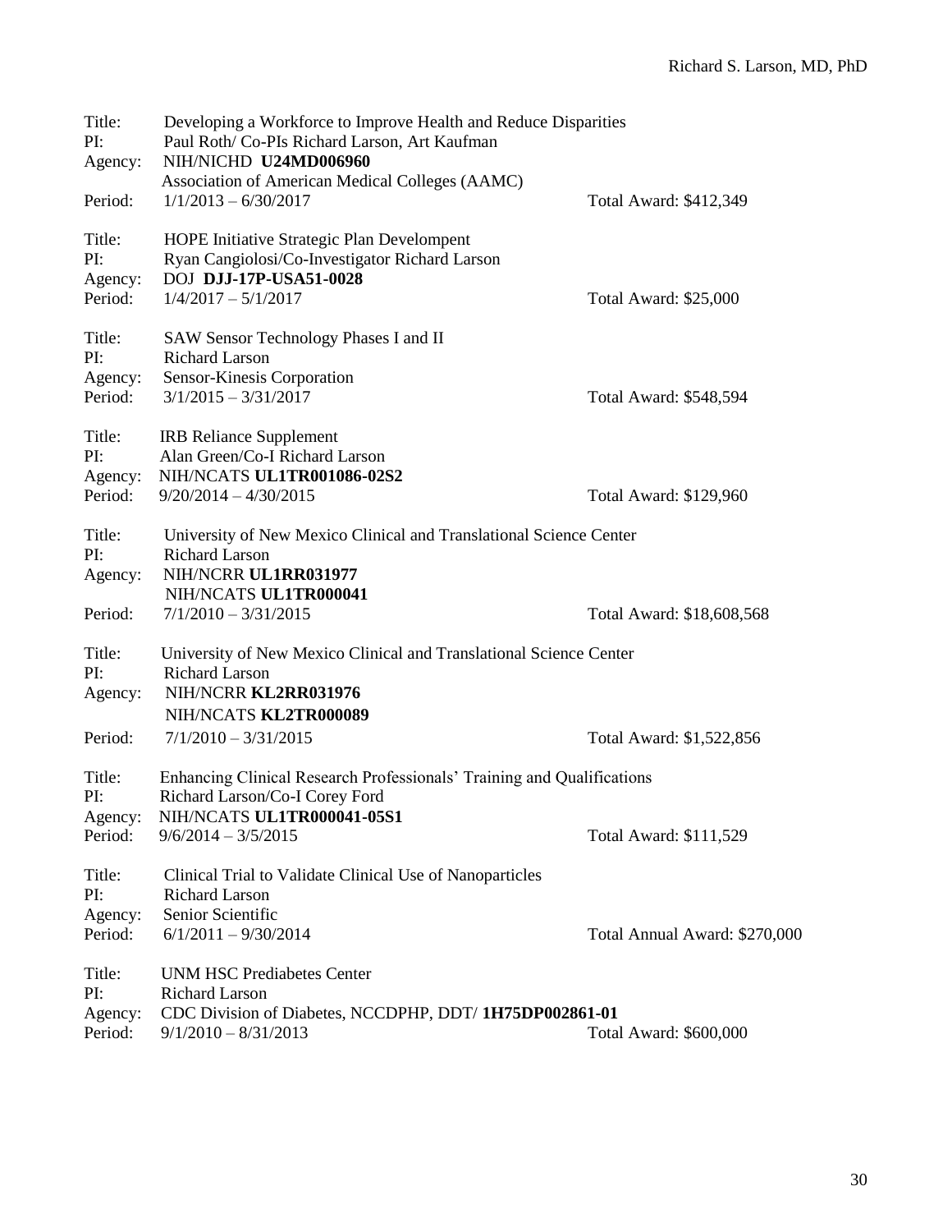Title: Developing a Workforce to Improve Health and Reduce Disparities
PI: Paul Roth/ Co-PIs Richard Larson, Art Kaufman
Agency: NIH/NICHD **U24MD006960**
Association of American Medical Colleges (AAMC)
Period: 1/1/2013 – 6/30/2017 Total Award: $412,349

Title: HOPE Initiative Strategic Plan Develompent
PI: Ryan Cangiolosi/Co-Investigator Richard Larson
Agency: DOJ **DJJ-17P-USA51-0028**
Period: 1/4/2017 – 5/1/2017 Total Award: $25,000

Title: SAW Sensor Technology Phases I and II
PI: Richard Larson
Agency: Sensor-Kinesis Corporation
Period: 3/1/2015 – 3/31/2017 Total Award: $548,594

Title: IRB Reliance Supplement
PI: Alan Green/Co-I Richard Larson
Agency: NIH/NCATS **UL1TR001086-02S2**
Period: 9/20/2014 – 4/30/2015 Total Award: $129,960

Title: University of New Mexico Clinical and Translational Science Center
PI: Richard Larson
Agency: NIH/NCRR **UL1RR031977**
NIH/NCATS **UL1TR000041**
Period: 7/1/2010 – 3/31/2015 Total Award: $18,608,568

Title: University of New Mexico Clinical and Translational Science Center
PI: Richard Larson
Agency: NIH/NCRR **KL2RR031976**
NIH/NCATS **KL2TR000089**
Period: 7/1/2010 – 3/31/2015 Total Award: $1,522,856

Title: Enhancing Clinical Research Professionals' Training and Qualifications
PI: Richard Larson/Co-I Corey Ford
Agency: NIH/NCATS **UL1TR000041-05S1**
Period: 9/6/2014 – 3/5/2015 Total Award: $111,529

Title: Clinical Trial to Validate Clinical Use of Nanoparticles
PI: Richard Larson
Agency: Senior Scientific
Period: 6/1/2011 – 9/30/2014 Total Annual Award: $270,000

Title: UNM HSC Prediabetes Center
PI: Richard Larson
Agency: CDC Division of Diabetes, NCCDPHP, DDT/ **1H75DP002861-01**
Period: 9/1/2010 – 8/31/2013 Total Award: $600,000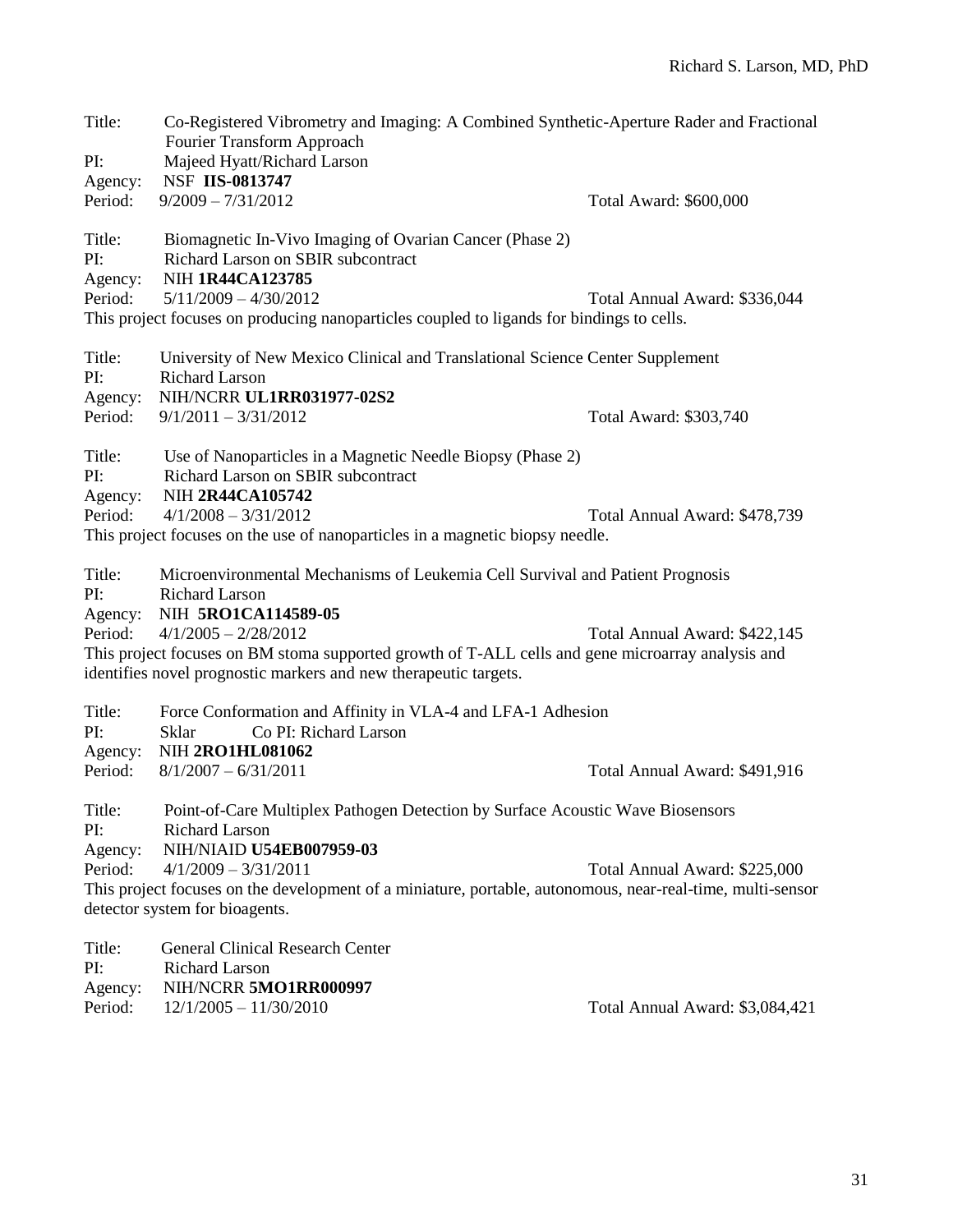Title: Co-Registered Vibrometry and Imaging: A Combined Synthetic-Aperture Rader and Fractional Fourier Transform Approach
PI: Majeed Hyatt/Richard Larson
Agency: NSF **IIS-0813747**
Period: 9/2009 – 7/31/2012 Total Award: $600,000

Title: Biomagnetic In-Vivo Imaging of Ovarian Cancer (Phase 2)
PI: Richard Larson on SBIR subcontract
Agency: NIH **1R44CA123785**
Period: 5/11/2009 – 4/30/2012 Total Annual Award: $336,044
This project focuses on producing nanoparticles coupled to ligands for bindings to cells.

Title: University of New Mexico Clinical and Translational Science Center Supplement
PI: Richard Larson
Agency: NIH/NCRR **UL1RR031977-02S2**
Period: 9/1/2011 – 3/31/2012 Total Award: $303,740

Title: Use of Nanoparticles in a Magnetic Needle Biopsy (Phase 2)
PI: Richard Larson on SBIR subcontract
Agency: NIH **2R44CA105742**
Period: 4/1/2008 – 3/31/2012 Total Annual Award: $478,739
This project focuses on the use of nanoparticles in a magnetic biopsy needle.

Title: Microenvironmental Mechanisms of Leukemia Cell Survival and Patient Prognosis
PI: Richard Larson
Agency: NIH **5RO1CA114589-05**
Period: 4/1/2005 – 2/28/2012 Total Annual Award: $422,145
This project focuses on BM stoma supported growth of T-ALL cells and gene microarray analysis and identifies novel prognostic markers and new therapeutic targets.

Title: Force Conformation and Affinity in VLA-4 and LFA-1 Adhesion
PI: Sklar Co PI: Richard Larson
Agency: NIH **2RO1HL081062**
Period: 8/1/2007 – 6/31/2011 Total Annual Award: $491,916

Title: Point-of-Care Multiplex Pathogen Detection by Surface Acoustic Wave Biosensors
PI: Richard Larson
Agency: NIH/NIAID **U54EB007959-03**
Period: 4/1/2009 – 3/31/2011 Total Annual Award: $225,000
This project focuses on the development of a miniature, portable, autonomous, near-real-time, multi-sensor detector system for bioagents.

Title: General Clinical Research Center
PI: Richard Larson
Agency: NIH/NCRR **5MO1RR000997**
Period: 12/1/2005 – 11/30/2010 Total Annual Award: $3,084,421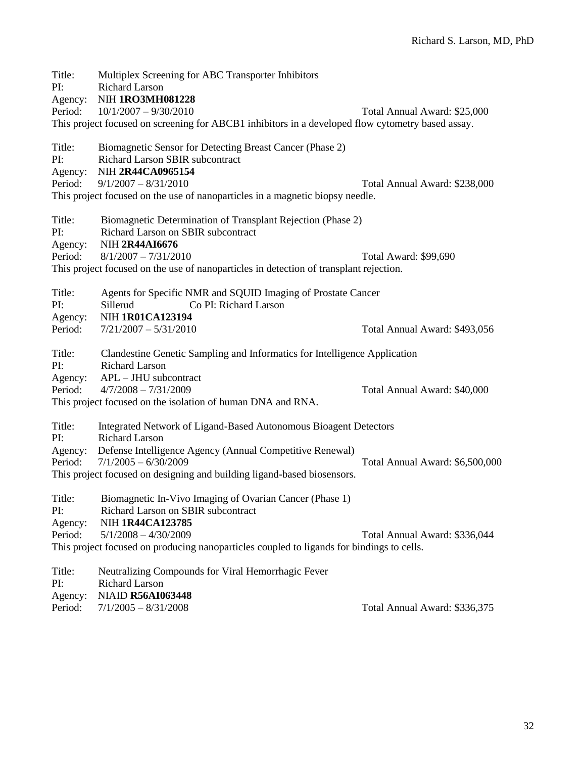Title: Multiplex Screening for ABC Transporter Inhibitors
PI: Richard Larson
Agency: NIH **1RO3MH081228**
Period: 10/1/2007 – 9/30/2010 Total Annual Award: $25,000
This project focused on screening for ABCB1 inhibitors in a developed flow cytometry based assay.

Title: Biomagnetic Sensor for Detecting Breast Cancer (Phase 2)
PI: Richard Larson SBIR subcontract
Agency: NIH **2R44CA0965154**
Period: 9/1/2007 – 8/31/2010 Total Annual Award: $238,000
This project focused on the use of nanoparticles in a magnetic biopsy needle.

Title: Biomagnetic Determination of Transplant Rejection (Phase 2)
PI: Richard Larson on SBIR subcontract
Agency: NIH **2R44AI6676**
Period: 8/1/2007 – 7/31/2010 Total Award: $99,690
This project focused on the use of nanoparticles in detection of transplant rejection.

Title: Agents for Specific NMR and SQUID Imaging of Prostate Cancer
PI: Sillerud Co PI: Richard Larson
Agency: NIH **1R01CA123194**
Period: 7/21/2007 – 5/31/2010 Total Annual Award: $493,056

Title: Clandestine Genetic Sampling and Informatics for Intelligence Application
PI: Richard Larson
Agency: APL – JHU subcontract
Period: 4/7/2008 – 7/31/2009 Total Annual Award: $40,000
This project focused on the isolation of human DNA and RNA.

Title: Integrated Network of Ligand-Based Autonomous Bioagent Detectors
PI: Richard Larson
Agency: Defense Intelligence Agency (Annual Competitive Renewal)
Period: 7/1/2005 – 6/30/2009 Total Annual Award: $6,500,000
This project focused on designing and building ligand-based biosensors.

Title: Biomagnetic In-Vivo Imaging of Ovarian Cancer (Phase 1)
PI: Richard Larson on SBIR subcontract
Agency: NIH **1R44CA123785**
Period: 5/1/2008 – 4/30/2009 Total Annual Award: $336,044
This project focused on producing nanoparticles coupled to ligands for bindings to cells.

Title: Neutralizing Compounds for Viral Hemorrhagic Fever
PI: Richard Larson
Agency: NIAID **R56AI063448**
Period: 7/1/2005 – 8/31/2008 Total Annual Award: $336,375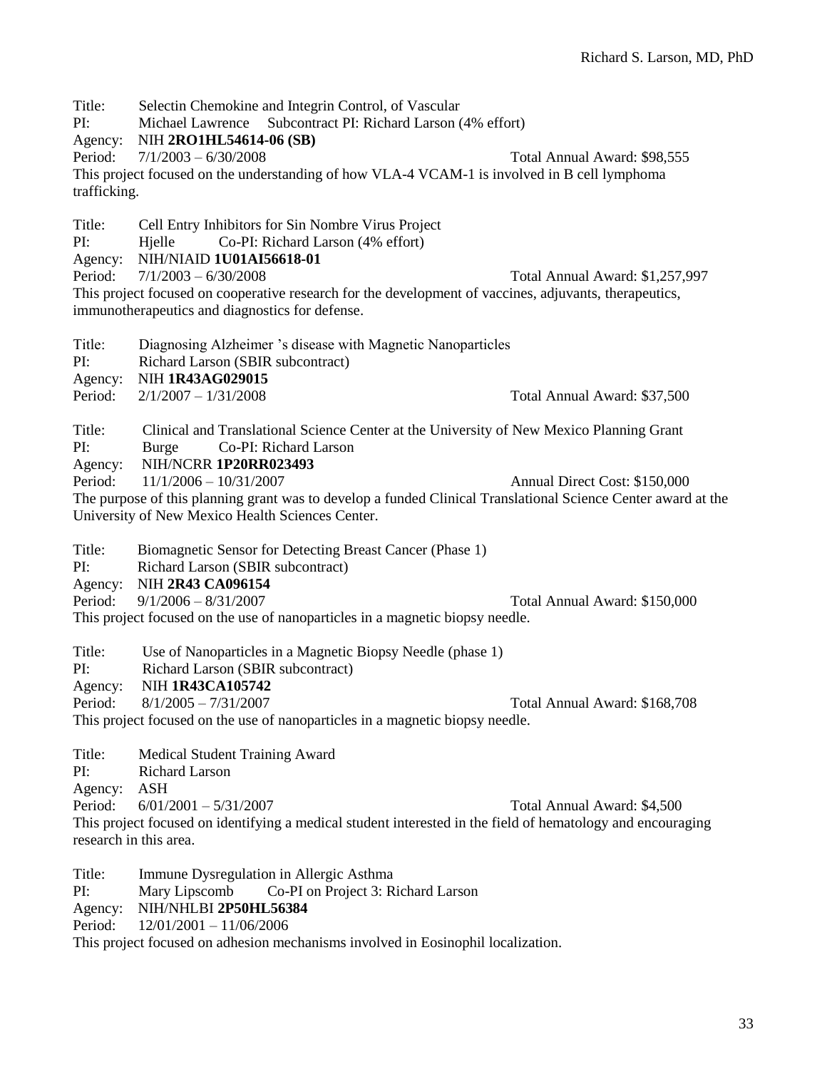Title: Selectin Chemokine and Integrin Control, of Vascular
PI: Michael Lawrence Subcontract PI: Richard Larson (4% effort)
Agency: NIH **2RO1HL54614-06 (SB)**
Period: 7/1/2003 – 6/30/2008 Total Annual Award: $98,555
This project focused on the understanding of how VLA-4 VCAM-1 is involved in B cell lymphoma trafficking.

Title: Cell Entry Inhibitors for Sin Nombre Virus Project
PI: Hjelle Co-PI: Richard Larson (4% effort)
Agency: NIH/NIAID **1U01AI56618-01**
Period: 7/1/2003 – 6/30/2008 Total Annual Award: $1,257,997
This project focused on cooperative research for the development of vaccines, adjuvants, therapeutics, immunotherapeutics and diagnostics for defense.

Title: Diagnosing Alzheimer 's disease with Magnetic Nanoparticles
PI: Richard Larson (SBIR subcontract)
Agency: NIH **1R43AG029015**
Period: 2/1/2007 – 1/31/2008 Total Annual Award: $37,500

Title: Clinical and Translational Science Center at the University of New Mexico Planning Grant
PI: Burge Co-PI: Richard Larson
Agency: NIH/NCRR **1P20RR023493**
Period: 11/1/2006 – 10/31/2007 Annual Direct Cost: $150,000
The purpose of this planning grant was to develop a funded Clinical Translational Science Center award at the University of New Mexico Health Sciences Center.

Title: Biomagnetic Sensor for Detecting Breast Cancer (Phase 1)
PI: Richard Larson (SBIR subcontract)
Agency: NIH **2R43 CA096154**
Period: 9/1/2006 – 8/31/2007 Total Annual Award: $150,000
This project focused on the use of nanoparticles in a magnetic biopsy needle.

Title: Use of Nanoparticles in a Magnetic Biopsy Needle (phase 1)
PI: Richard Larson (SBIR subcontract)
Agency: NIH **1R43CA105742**
Period: 8/1/2005 – 7/31/2007 Total Annual Award: $168,708
This project focused on the use of nanoparticles in a magnetic biopsy needle.

Title: Medical Student Training Award
PI: Richard Larson
Agency: ASH
Period: 6/01/2001 – 5/31/2007 Total Annual Award: $4,500
This project focused on identifying a medical student interested in the field of hematology and encouraging research in this area.

Title: Immune Dysregulation in Allergic Asthma
PI: Mary Lipscomb Co-PI on Project 3: Richard Larson
Agency: NIH/NHLBI **2P50HL56384**
Period: 12/01/2001 – 11/06/2006
This project focused on adhesion mechanisms involved in Eosinophil localization.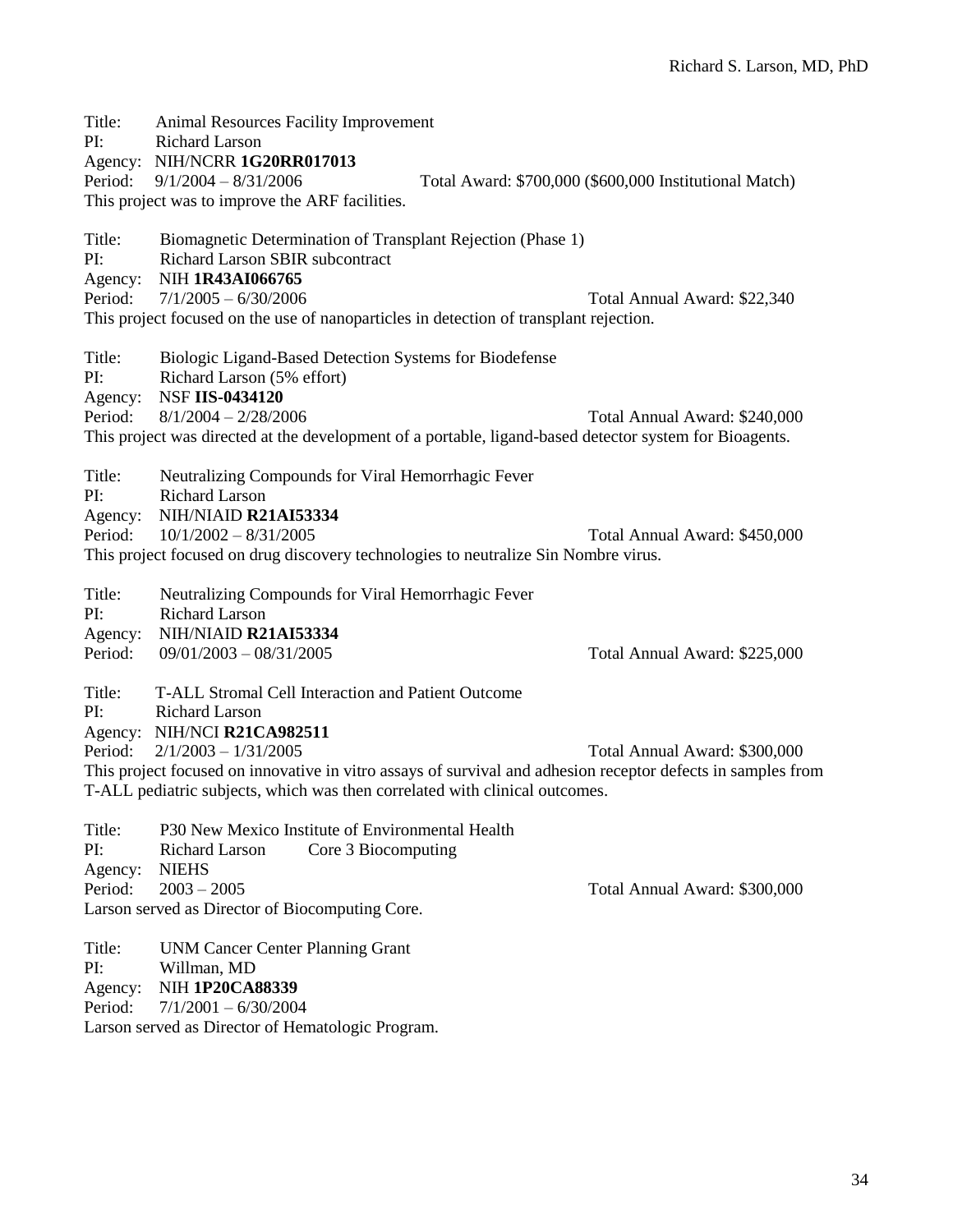Title: Animal Resources Facility Improvement
PI: Richard Larson
Agency: NIH/NCRR **1G20RR017013**
Period: 9/1/2004 – 8/31/2006 Total Award: $700,000 ($600,000 Institutional Match)
This project was to improve the ARF facilities.

Title: Biomagnetic Determination of Transplant Rejection (Phase 1)
PI: Richard Larson SBIR subcontract
Agency: NIH **1R43AI066765**
Period: 7/1/2005 – 6/30/2006 Total Annual Award: $22,340
This project focused on the use of nanoparticles in detection of transplant rejection.

Title: Biologic Ligand-Based Detection Systems for Biodefense
PI: Richard Larson (5% effort)
Agency: NSF **IIS-0434120**
Period: 8/1/2004 – 2/28/2006 Total Annual Award: $240,000
This project was directed at the development of a portable, ligand-based detector system for Bioagents.

Title: Neutralizing Compounds for Viral Hemorrhagic Fever
PI: Richard Larson
Agency: NIH/NIAID **R21AI53334**
Period: 10/1/2002 – 8/31/2005 Total Annual Award: $450,000
This project focused on drug discovery technologies to neutralize Sin Nombre virus.

Title: Neutralizing Compounds for Viral Hemorrhagic Fever
PI: Richard Larson
Agency: NIH/NIAID **R21AI53334**
Period: 09/01/2003 – 08/31/2005 Total Annual Award: $225,000

Title: T-ALL Stromal Cell Interaction and Patient Outcome
PI: Richard Larson
Agency: NIH/NCI **R21CA982511**
Period: 2/1/2003 – 1/31/2005 Total Annual Award: $300,000
This project focused on innovative in vitro assays of survival and adhesion receptor defects in samples from T-ALL pediatric subjects, which was then correlated with clinical outcomes.

Title: P30 New Mexico Institute of Environmental Health
PI: Richard Larson Core 3 Biocomputing
Agency: NIEHS
Period: 2003 – 2005 Total Annual Award: $300,000
Larson served as Director of Biocomputing Core.

Title: UNM Cancer Center Planning Grant
PI: Willman, MD
Agency: NIH **1P20CA88339**
Period: 7/1/2001 – 6/30/2004
Larson served as Director of Hematologic Program.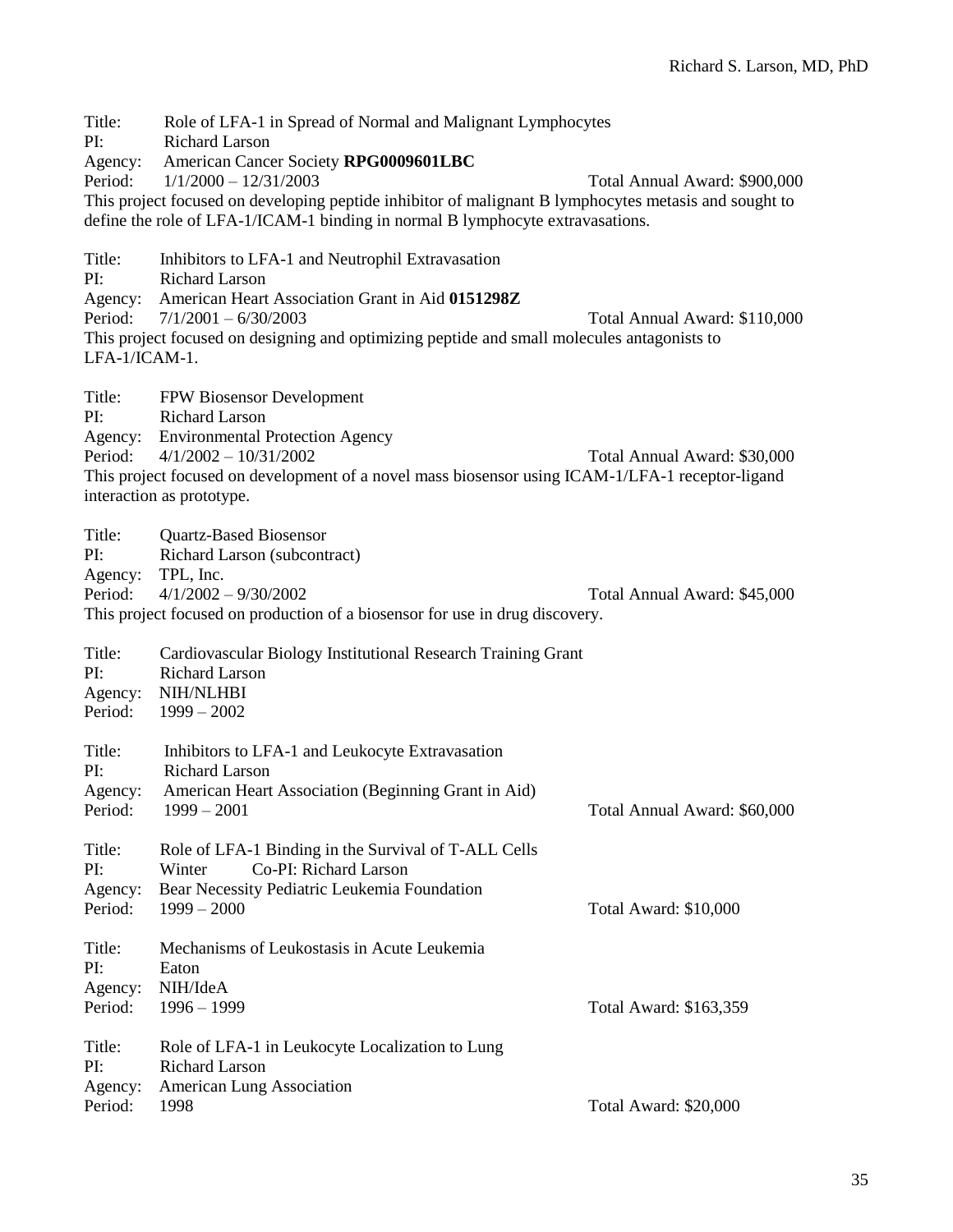Title: Role of LFA-1 in Spread of Normal and Malignant Lymphocytes
PI: Richard Larson
Agency: American Cancer Society **RPG0009601LBC**
Period: 1/1/2000 – 12/31/2003 Total Annual Award: $900,000
This project focused on developing peptide inhibitor of malignant B lymphocytes metasis and sought to define the role of LFA-1/ICAM-1 binding in normal B lymphocyte extravasations.

Title: Inhibitors to LFA-1 and Neutrophil Extravasation
PI: Richard Larson
Agency: American Heart Association Grant in Aid **0151298Z**
Period: 7/1/2001 – 6/30/2003 Total Annual Award: $110,000
This project focused on designing and optimizing peptide and small molecules antagonists to LFA-1/ICAM-1.

Title: FPW Biosensor Development
PI: Richard Larson
Agency: Environmental Protection Agency
Period: 4/1/2002 – 10/31/2002 Total Annual Award: $30,000
This project focused on development of a novel mass biosensor using ICAM-1/LFA-1 receptor-ligand interaction as prototype.

Title: Quartz-Based Biosensor
PI: Richard Larson (subcontract)
Agency: TPL, Inc.
Period: 4/1/2002 – 9/30/2002 Total Annual Award: $45,000
This project focused on production of a biosensor for use in drug discovery.

Title: Cardiovascular Biology Institutional Research Training Grant
PI: Richard Larson
Agency: NIH/NLHBI
Period: 1999 – 2002

Title: Inhibitors to LFA-1 and Leukocyte Extravasation
PI: Richard Larson
Agency: American Heart Association (Beginning Grant in Aid)
Period: 1999 – 2001 Total Annual Award: $60,000

Title: Role of LFA-1 Binding in the Survival of T-ALL Cells
PI: Winter Co-PI: Richard Larson
Agency: Bear Necessity Pediatric Leukemia Foundation
Period: 1999 – 2000 Total Award: $10,000

Title: Mechanisms of Leukostasis in Acute Leukemia
PI: Eaton
Agency: NIH/IdeA
Period: 1996 – 1999 Total Award: $163,359

Title: Role of LFA-1 in Leukocyte Localization to Lung
PI: Richard Larson
Agency: American Lung Association
Period: 1998 Total Award: $20,000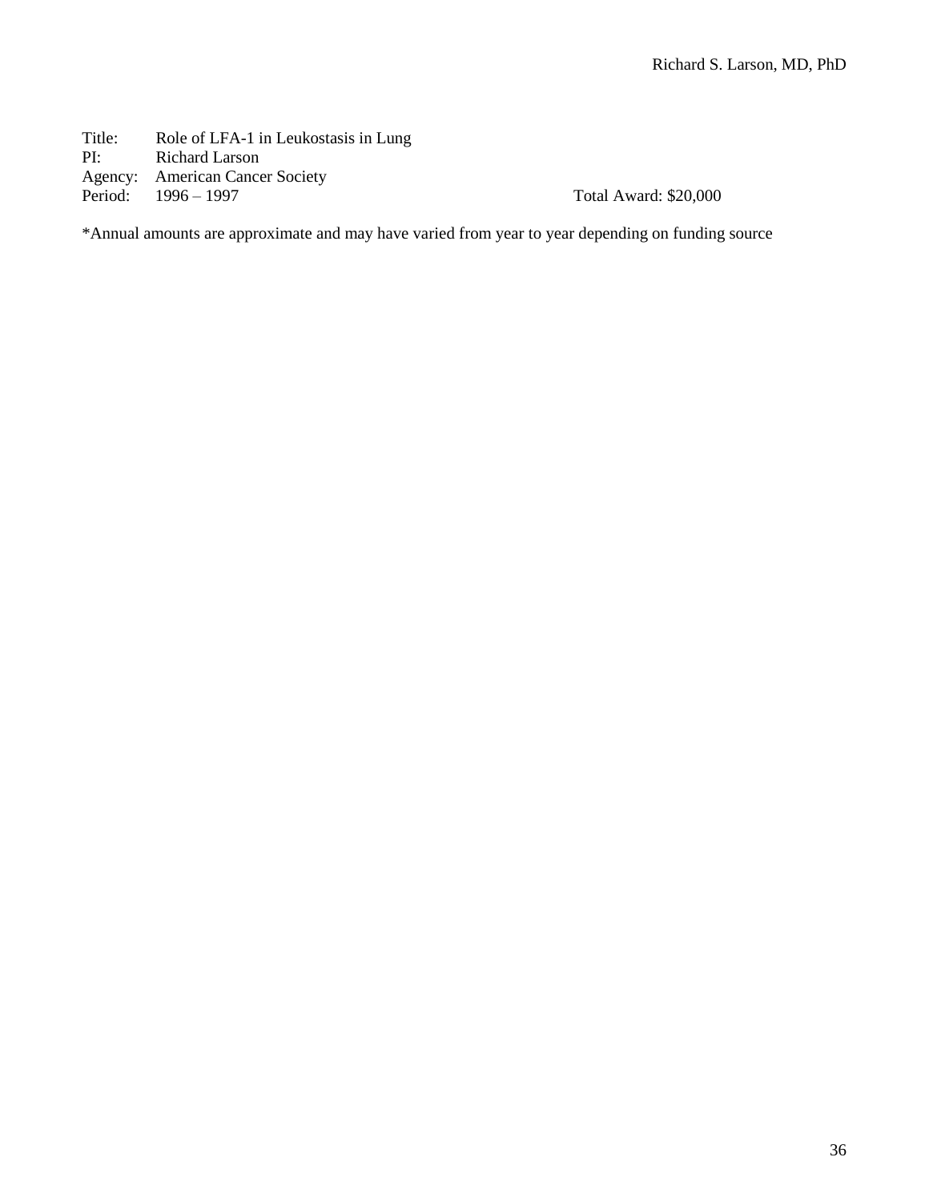Title: Role of LFA-1 in Leukostasis in Lung
PI: Richard Larson
Agency: American Cancer Society
Period: 1996 – 1997 Total Award: $20,000

*Annual amounts are approximate and may have varied from year to year depending on funding source